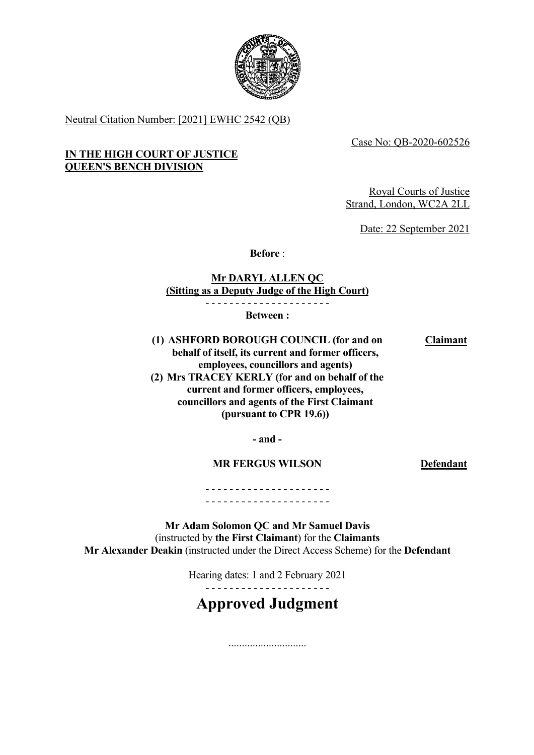Neutral Citation Number: [2021] EWHC 2542 (QB)

Case No: QB-2020-602526

**IN THE HIGH COURT OF JUSTICE**
**QUEEN'S BENCH DIVISION**

Royal Courts of Justice
Strand, London, WC2A 2LL

Date: 22 September 2021

**Before** :

**Mr DARYL ALLEN QC**
**(Sitting as a Deputy Judge of the High Court)**

- - - - - - - - - - - - - - - - - - - - -

**Between :**

| | |
|---|---|
| **(1) ASHFORD BOROUGH COUNCIL (for and on behalf of itself, its current and former officers, employees, councillors and agents)** **(2) Mrs TRACEY KERLY (for and on behalf of the current and former officers, employees, councillors and agents of the First Claimant (pursuant to CPR 19.6))** | **Claimant** |
| **- and -** | |
| **MR FERGUS WILSON** | **Defendant** |

- - - - - - - - - - - - - - - - - - - - -
- - - - - - - - - - - - - - - - - - - - -

**Mr Adam Solomon QC and Mr Samuel Davis** (instructed by **the First Claimant**) for the **Claimants**
**Mr Alexander Deakin** (instructed under the Direct Access Scheme) for the **Defendant**

Hearing dates: 1 and 2 February 2021

- - - - - - - - - - - - - - - - - - - - -

# Approved Judgment

.............................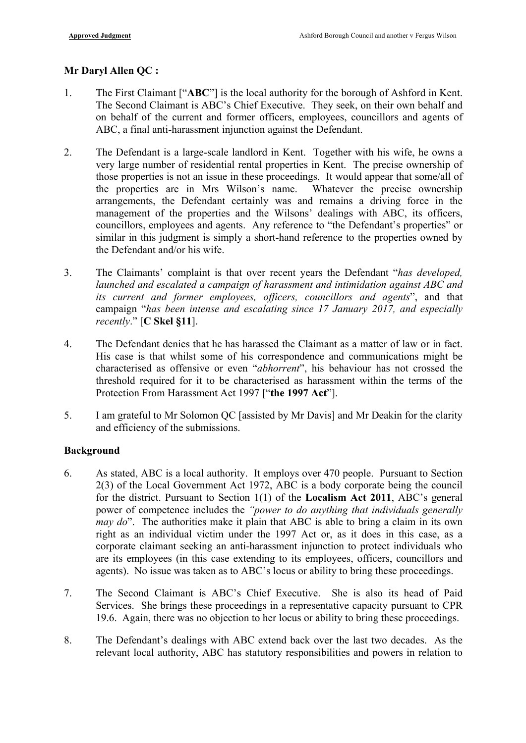**Mr Daryl Allen QC :**

1. The First Claimant ["**ABC**"] is the local authority for the borough of Ashford in Kent. The Second Claimant is ABC's Chief Executive. They seek, on their own behalf and on behalf of the current and former officers, employees, councillors and agents of ABC, a final anti-harassment injunction against the Defendant.

2. The Defendant is a large-scale landlord in Kent. Together with his wife, he owns a very large number of residential rental properties in Kent. The precise ownership of those properties is not an issue in these proceedings. It would appear that some/all of the properties are in Mrs Wilson's name. Whatever the precise ownership arrangements, the Defendant certainly was and remains a driving force in the management of the properties and the Wilsons' dealings with ABC, its officers, councillors, employees and agents. Any reference to "the Defendant's properties" or similar in this judgment is simply a short-hand reference to the properties owned by the Defendant and/or his wife.

3. The Claimants' complaint is that over recent years the Defendant "*has developed, launched and escalated a campaign of harassment and intimidation against ABC and its current and former employees, officers, councillors and agents*", and that campaign "*has been intense and escalating since 17 January 2017, and especially recently*." [**C Skel §11**].

4. The Defendant denies that he has harassed the Claimant as a matter of law or in fact. His case is that whilst some of his correspondence and communications might be characterised as offensive or even "*abhorrent*", his behaviour has not crossed the threshold required for it to be characterised as harassment within the terms of the Protection From Harassment Act 1997 ["**the 1997 Act**"].

5. I am grateful to Mr Solomon QC [assisted by Mr Davis] and Mr Deakin for the clarity and efficiency of the submissions.

## Background

6. As stated, ABC is a local authority. It employs over 470 people. Pursuant to Section 2(3) of the Local Government Act 1972, ABC is a body corporate being the council for the district. Pursuant to Section 1(1) of the **Localism Act 2011**, ABC's general power of competence includes the *"power to do anything that individuals generally may do*". The authorities make it plain that ABC is able to bring a claim in its own right as an individual victim under the 1997 Act or, as it does in this case, as a corporate claimant seeking an anti-harassment injunction to protect individuals who are its employees (in this case extending to its employees, officers, councillors and agents). No issue was taken as to ABC's locus or ability to bring these proceedings.

7. The Second Claimant is ABC's Chief Executive. She is also its head of Paid Services. She brings these proceedings in a representative capacity pursuant to CPR 19.6. Again, there was no objection to her locus or ability to bring these proceedings.

8. The Defendant's dealings with ABC extend back over the last two decades. As the relevant local authority, ABC has statutory responsibilities and powers in relation to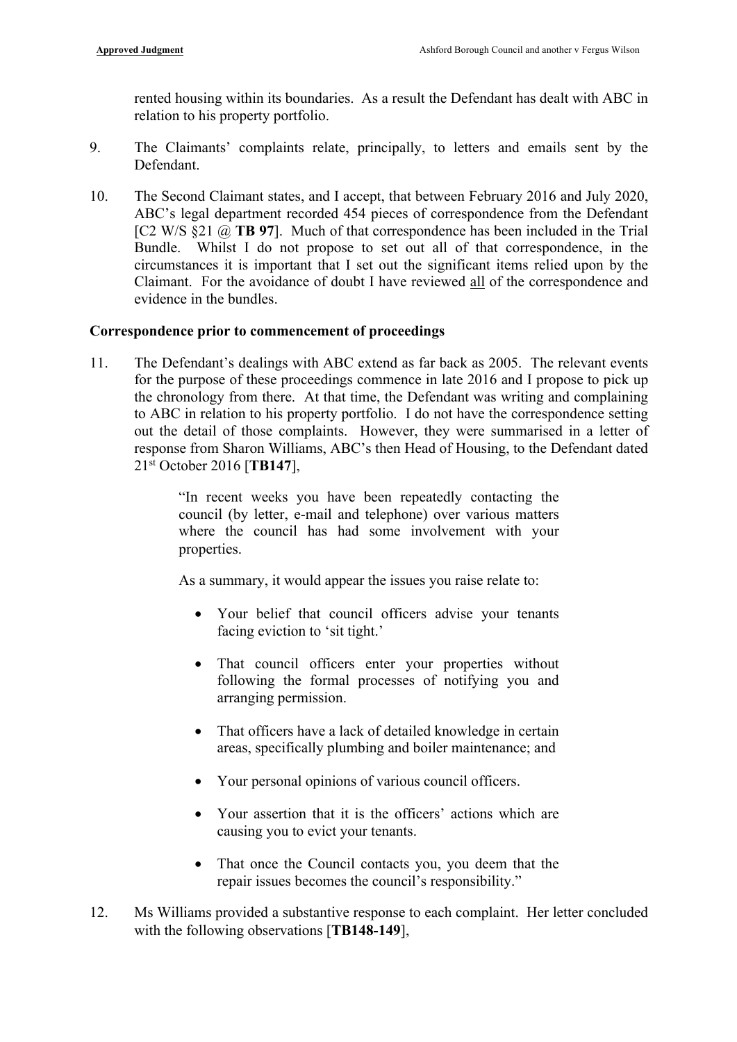rented housing within its boundaries. As a result the Defendant has dealt with ABC in relation to his property portfolio.

9. The Claimants' complaints relate, principally, to letters and emails sent by the Defendant.

10. The Second Claimant states, and I accept, that between February 2016 and July 2020, ABC's legal department recorded 454 pieces of correspondence from the Defendant [C2 W/S §21 @ **TB 97**]. Much of that correspondence has been included in the Trial Bundle. Whilst I do not propose to set out all of that correspondence, in the circumstances it is important that I set out the significant items relied upon by the Claimant. For the avoidance of doubt I have reviewed <u>all</u> of the correspondence and evidence in the bundles.

**Correspondence prior to commencement of proceedings**

11. The Defendant's dealings with ABC extend as far back as 2005. The relevant events for the purpose of these proceedings commence in late 2016 and I propose to pick up the chronology from there. At that time, the Defendant was writing and complaining to ABC in relation to his property portfolio. I do not have the correspondence setting out the detail of those complaints. However, they were summarised in a letter of response from Sharon Williams, ABC's then Head of Housing, to the Defendant dated 21st October 2016 [**TB147**],

> "In recent weeks you have been repeatedly contacting the council (by letter, e-mail and telephone) over various matters where the council has had some involvement with your properties.
>
> As a summary, it would appear the issues you raise relate to:
>
> - Your belief that council officers advise your tenants facing eviction to 'sit tight.'
> - That council officers enter your properties without following the formal processes of notifying you and arranging permission.
> - That officers have a lack of detailed knowledge in certain areas, specifically plumbing and boiler maintenance; and
> - Your personal opinions of various council officers.
> - Your assertion that it is the officers' actions which are causing you to evict your tenants.
> - That once the Council contacts you, you deem that the repair issues becomes the council's responsibility."

12. Ms Williams provided a substantive response to each complaint. Her letter concluded with the following observations [**TB148-149**],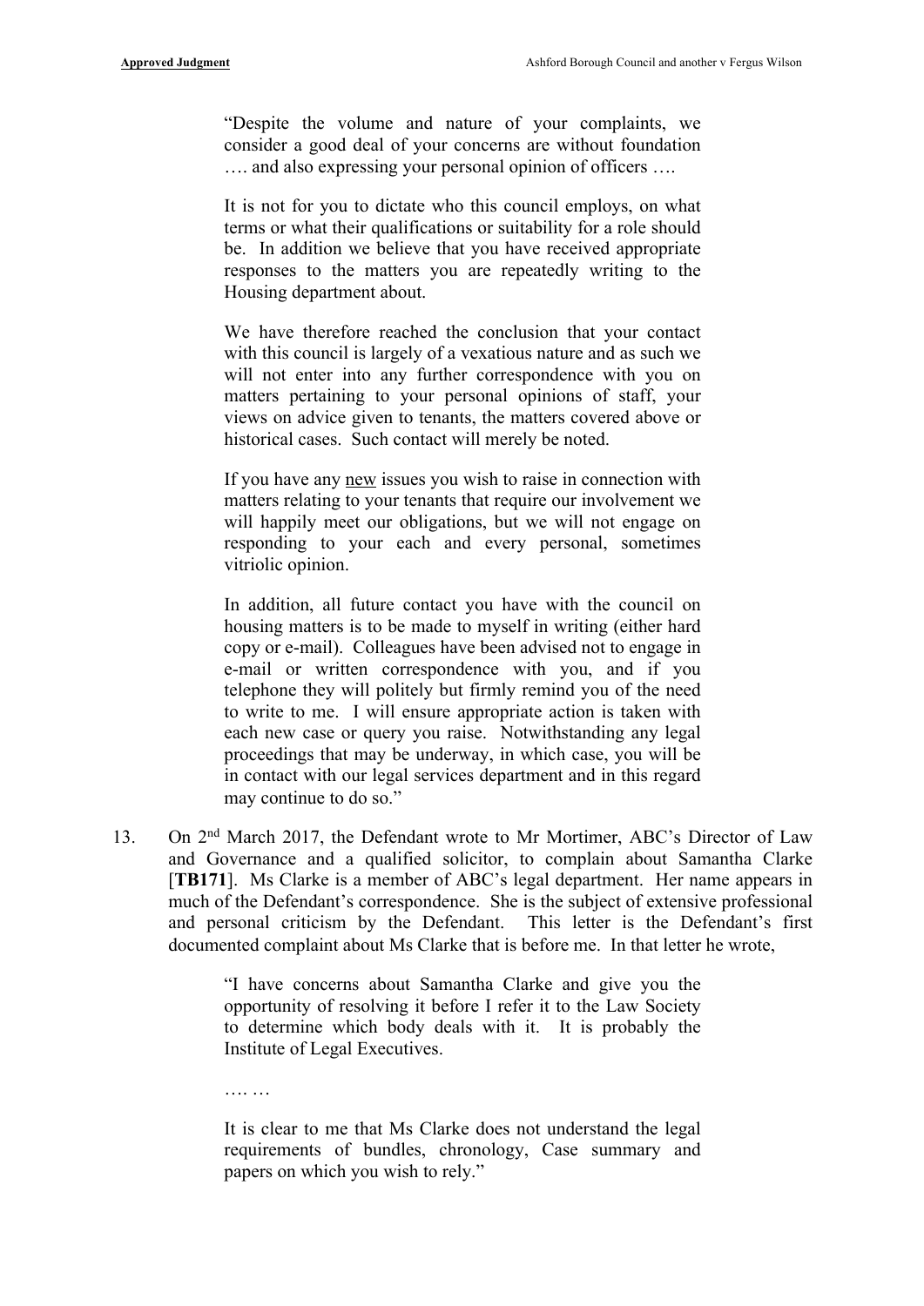> "Despite the volume and nature of your complaints, we consider a good deal of your concerns are without foundation …. and also expressing your personal opinion of officers ….
>
> It is not for you to dictate who this council employs, on what terms or what their qualifications or suitability for a role should be. In addition we believe that you have received appropriate responses to the matters you are repeatedly writing to the Housing department about.
>
> We have therefore reached the conclusion that your contact with this council is largely of a vexatious nature and as such we will not enter into any further correspondence with you on matters pertaining to your personal opinions of staff, your views on advice given to tenants, the matters covered above or historical cases. Such contact will merely be noted.
>
> If you have any <u>new</u> issues you wish to raise in connection with matters relating to your tenants that require our involvement we will happily meet our obligations, but we will not engage on responding to your each and every personal, sometimes vitriolic opinion.
>
> In addition, all future contact you have with the council on housing matters is to be made to myself in writing (either hard copy or e-mail). Colleagues have been advised not to engage in e-mail or written correspondence with you, and if you telephone they will politely but firmly remind you of the need to write to me. I will ensure appropriate action is taken with each new case or query you raise. Notwithstanding any legal proceedings that may be underway, in which case, you will be in contact with our legal services department and in this regard may continue to do so."

13. On 2nd March 2017, the Defendant wrote to Mr Mortimer, ABC's Director of Law and Governance and a qualified solicitor, to complain about Samantha Clarke [**TB171**]. Ms Clarke is a member of ABC's legal department. Her name appears in much of the Defendant's correspondence. She is the subject of extensive professional and personal criticism by the Defendant. This letter is the Defendant's first documented complaint about Ms Clarke that is before me. In that letter he wrote,

> "I have concerns about Samantha Clarke and give you the opportunity of resolving it before I refer it to the Law Society to determine which body deals with it. It is probably the Institute of Legal Executives.
>
> …. …
>
> It is clear to me that Ms Clarke does not understand the legal requirements of bundles, chronology, Case summary and papers on which you wish to rely."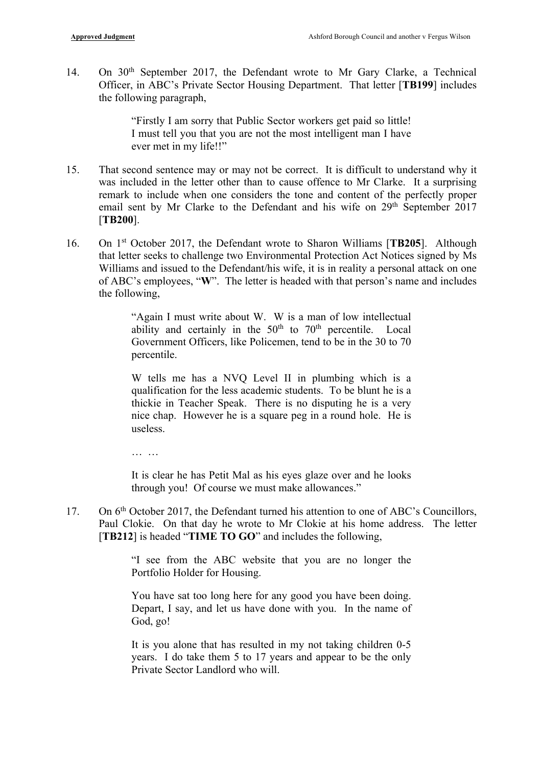14. On 30th September 2017, the Defendant wrote to Mr Gary Clarke, a Technical Officer, in ABC's Private Sector Housing Department. That letter [**TB199**] includes the following paragraph,

> "Firstly I am sorry that Public Sector workers get paid so little! I must tell you that you are not the most intelligent man I have ever met in my life!!"

15. That second sentence may or may not be correct. It is difficult to understand why it was included in the letter other than to cause offence to Mr Clarke. It a surprising remark to include when one considers the tone and content of the perfectly proper email sent by Mr Clarke to the Defendant and his wife on 29th September 2017 [**TB200**].

16. On 1st October 2017, the Defendant wrote to Sharon Williams [**TB205**]. Although that letter seeks to challenge two Environmental Protection Act Notices signed by Ms Williams and issued to the Defendant/his wife, it is in reality a personal attack on one of ABC's employees, "**W**". The letter is headed with that person's name and includes the following,

> "Again I must write about W. W is a man of low intellectual ability and certainly in the 50th to 70th percentile. Local Government Officers, like Policemen, tend to be in the 30 to 70 percentile.
>
> W tells me has a NVQ Level II in plumbing which is a qualification for the less academic students. To be blunt he is a thickie in Teacher Speak. There is no disputing he is a very nice chap. However he is a square peg in a round hole. He is useless.
>
> … …
>
> It is clear he has Petit Mal as his eyes glaze over and he looks through you! Of course we must make allowances."

17. On 6th October 2017, the Defendant turned his attention to one of ABC's Councillors, Paul Clokie. On that day he wrote to Mr Clokie at his home address. The letter [**TB212**] is headed "**TIME TO GO**" and includes the following,

> "I see from the ABC website that you are no longer the Portfolio Holder for Housing.
>
> You have sat too long here for any good you have been doing. Depart, I say, and let us have done with you. In the name of God, go!
>
> It is you alone that has resulted in my not taking children 0-5 years. I do take them 5 to 17 years and appear to be the only Private Sector Landlord who will.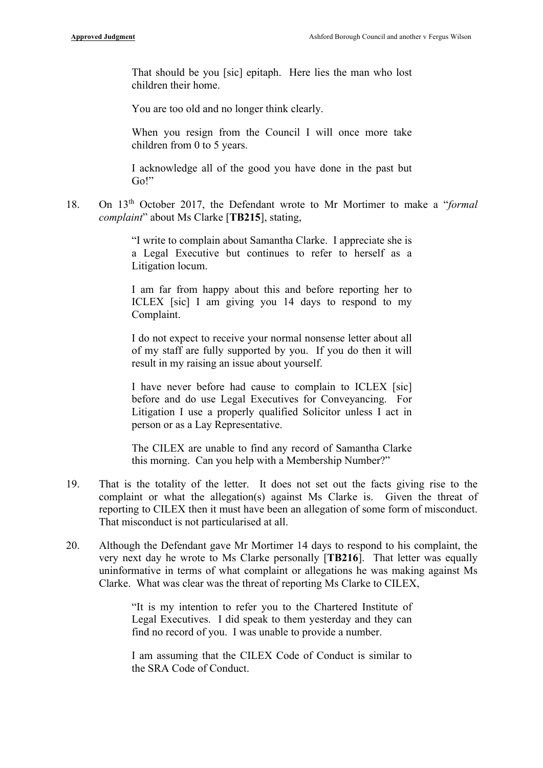> That should be you [sic] epitaph. Here lies the man who lost children their home.
>
> You are too old and no longer think clearly.
>
> When you resign from the Council I will once more take children from 0 to 5 years.
>
> I acknowledge all of the good you have done in the past but Go!"

18. On 13th October 2017, the Defendant wrote to Mr Mortimer to make a "*formal complaint*" about Ms Clarke [**TB215**], stating,

> "I write to complain about Samantha Clarke. I appreciate she is a Legal Executive but continues to refer to herself as a Litigation locum.
>
> I am far from happy about this and before reporting her to ICLEX [sic] I am giving you 14 days to respond to my Complaint.
>
> I do not expect to receive your normal nonsense letter about all of my staff are fully supported by you. If you do then it will result in my raising an issue about yourself.
>
> I have never before had cause to complain to ICLEX [sic] before and do use Legal Executives for Conveyancing. For Litigation I use a properly qualified Solicitor unless I act in person or as a Lay Representative.
>
> The CILEX are unable to find any record of Samantha Clarke this morning. Can you help with a Membership Number?"

19. That is the totality of the letter. It does not set out the facts giving rise to the complaint or what the allegation(s) against Ms Clarke is. Given the threat of reporting to CILEX then it must have been an allegation of some form of misconduct. That misconduct is not particularised at all.

20. Although the Defendant gave Mr Mortimer 14 days to respond to his complaint, the very next day he wrote to Ms Clarke personally [**TB216**]. That letter was equally uninformative in terms of what complaint or allegations he was making against Ms Clarke. What was clear was the threat of reporting Ms Clarke to CILEX,

> "It is my intention to refer you to the Chartered Institute of Legal Executives. I did speak to them yesterday and they can find no record of you. I was unable to provide a number.
>
> I am assuming that the CILEX Code of Conduct is similar to the SRA Code of Conduct.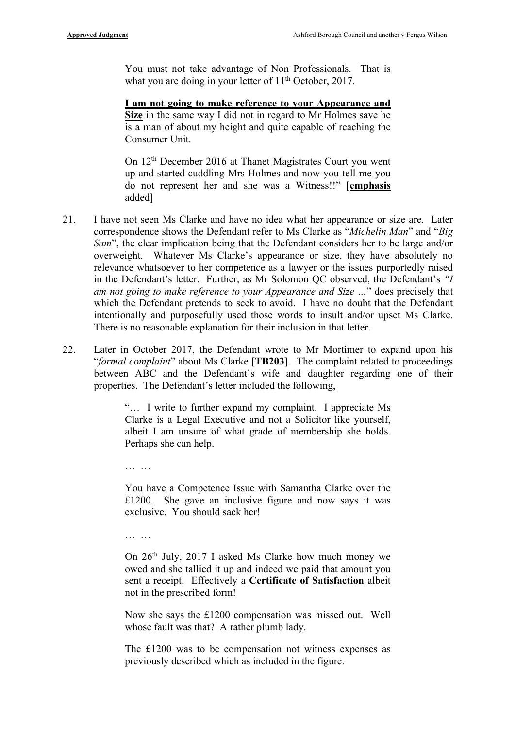You must not take advantage of Non Professionals. That is what you are doing in your letter of 11th October, 2017.

> **I am not going to make reference to your Appearance and Size** in the same way I did not in regard to Mr Holmes save he is a man of about my height and quite capable of reaching the Consumer Unit.
>
> On 12th December 2016 at Thanet Magistrates Court you went up and started cuddling Mrs Holmes and now you tell me you do not represent her and she was a Witness!!" [**emphasis** added]

21. I have not seen Ms Clarke and have no idea what her appearance or size are. Later correspondence shows the Defendant refer to Ms Clarke as "*Michelin Man*" and "*Big Sam*", the clear implication being that the Defendant considers her to be large and/or overweight. Whatever Ms Clarke's appearance or size, they have absolutely no relevance whatsoever to her competence as a lawyer or the issues purportedly raised in the Defendant's letter. Further, as Mr Solomon QC observed, the Defendant's *"I am not going to make reference to your Appearance and Size …"* does precisely that which the Defendant pretends to seek to avoid. I have no doubt that the Defendant intentionally and purposefully used those words to insult and/or upset Ms Clarke. There is no reasonable explanation for their inclusion in that letter.

22. Later in October 2017, the Defendant wrote to Mr Mortimer to expand upon his "*formal complaint*" about Ms Clarke [**TB203**]. The complaint related to proceedings between ABC and the Defendant's wife and daughter regarding one of their properties. The Defendant's letter included the following,

> "… I write to further expand my complaint. I appreciate Ms Clarke is a Legal Executive and not a Solicitor like yourself, albeit I am unsure of what grade of membership she holds. Perhaps she can help.
>
> … …
>
> You have a Competence Issue with Samantha Clarke over the £1200. She gave an inclusive figure and now says it was exclusive. You should sack her!
>
> … …
>
> On 26th July, 2017 I asked Ms Clarke how much money we owed and she tallied it up and indeed we paid that amount you sent a receipt. Effectively a **Certificate of Satisfaction** albeit not in the prescribed form!
>
> Now she says the £1200 compensation was missed out. Well whose fault was that? A rather plumb lady.
>
> The £1200 was to be compensation not witness expenses as previously described which as included in the figure.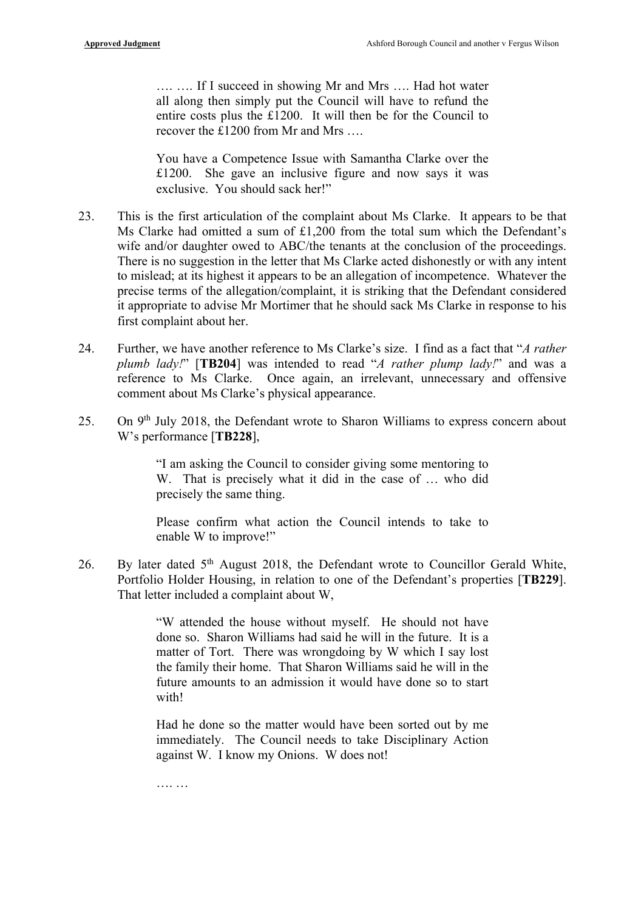> …. …. If I succeed in showing Mr and Mrs …. Had hot water all along then simply put the Council will have to refund the entire costs plus the £1200. It will then be for the Council to recover the £1200 from Mr and Mrs ….
>
> You have a Competence Issue with Samantha Clarke over the £1200. She gave an inclusive figure and now says it was exclusive. You should sack her!"

23. This is the first articulation of the complaint about Ms Clarke. It appears to be that Ms Clarke had omitted a sum of £1,200 from the total sum which the Defendant's wife and/or daughter owed to ABC/the tenants at the conclusion of the proceedings. There is no suggestion in the letter that Ms Clarke acted dishonestly or with any intent to mislead; at its highest it appears to be an allegation of incompetence. Whatever the precise terms of the allegation/complaint, it is striking that the Defendant considered it appropriate to advise Mr Mortimer that he should sack Ms Clarke in response to his first complaint about her.

24. Further, we have another reference to Ms Clarke's size. I find as a fact that "*A rather plumb lady!*" [**TB204**] was intended to read "*A rather plump lady!*" and was a reference to Ms Clarke. Once again, an irrelevant, unnecessary and offensive comment about Ms Clarke's physical appearance.

25. On 9th July 2018, the Defendant wrote to Sharon Williams to express concern about W's performance [**TB228**],

> "I am asking the Council to consider giving some mentoring to W. That is precisely what it did in the case of … who did precisely the same thing.
>
> Please confirm what action the Council intends to take to enable W to improve!"

26. By later dated 5th August 2018, the Defendant wrote to Councillor Gerald White, Portfolio Holder Housing, in relation to one of the Defendant's properties [**TB229**]. That letter included a complaint about W,

> "W attended the house without myself. He should not have done so. Sharon Williams had said he will in the future. It is a matter of Tort. There was wrongdoing by W which I say lost the family their home. That Sharon Williams said he will in the future amounts to an admission it would have done so to start with!
>
> Had he done so the matter would have been sorted out by me immediately. The Council needs to take Disciplinary Action against W. I know my Onions. W does not!
>
> …. …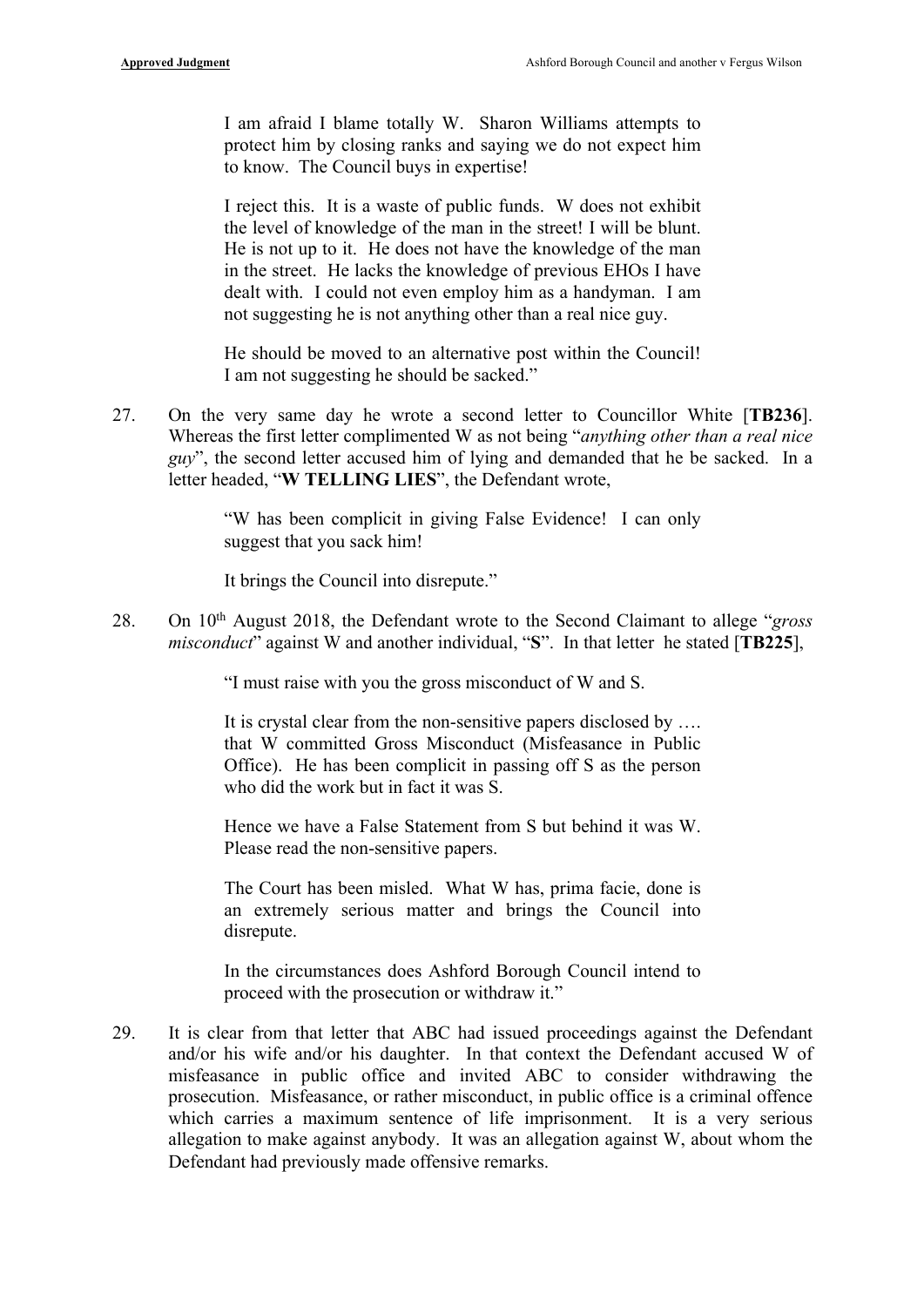> I am afraid I blame totally W. Sharon Williams attempts to protect him by closing ranks and saying we do not expect him to know. The Council buys in expertise!
>
> I reject this. It is a waste of public funds. W does not exhibit the level of knowledge of the man in the street! I will be blunt. He is not up to it. He does not have the knowledge of the man in the street. He lacks the knowledge of previous EHOs I have dealt with. I could not even employ him as a handyman. I am not suggesting he is not anything other than a real nice guy.
>
> He should be moved to an alternative post within the Council! I am not suggesting he should be sacked."

27. On the very same day he wrote a second letter to Councillor White [**TB236**]. Whereas the first letter complimented W as not being "*anything other than a real nice guy*", the second letter accused him of lying and demanded that he be sacked. In a letter headed, "**W TELLING LIES**", the Defendant wrote,

> "W has been complicit in giving False Evidence! I can only suggest that you sack him!
>
> It brings the Council into disrepute."

28. On 10th August 2018, the Defendant wrote to the Second Claimant to allege "*gross misconduct*" against W and another individual, "**S**". In that letter he stated [**TB225**],

> "I must raise with you the gross misconduct of W and S.
>
> It is crystal clear from the non-sensitive papers disclosed by …. that W committed Gross Misconduct (Misfeasance in Public Office). He has been complicit in passing off S as the person who did the work but in fact it was S.
>
> Hence we have a False Statement from S but behind it was W. Please read the non-sensitive papers.
>
> The Court has been misled. What W has, prima facie, done is an extremely serious matter and brings the Council into disrepute.
>
> In the circumstances does Ashford Borough Council intend to proceed with the prosecution or withdraw it."

29. It is clear from that letter that ABC had issued proceedings against the Defendant and/or his wife and/or his daughter. In that context the Defendant accused W of misfeasance in public office and invited ABC to consider withdrawing the prosecution. Misfeasance, or rather misconduct, in public office is a criminal offence which carries a maximum sentence of life imprisonment. It is a very serious allegation to make against anybody. It was an allegation against W, about whom the Defendant had previously made offensive remarks.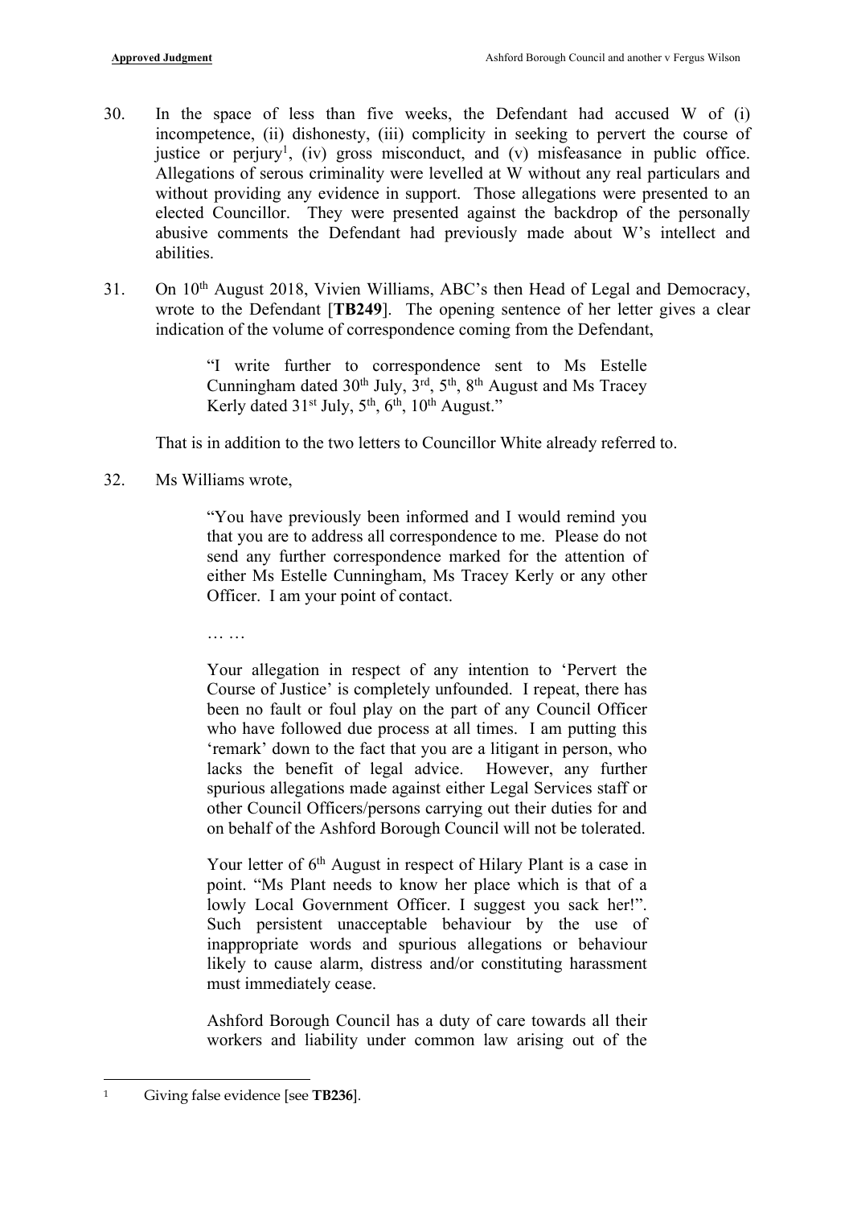30. In the space of less than five weeks, the Defendant had accused W of (i) incompetence, (ii) dishonesty, (iii) complicity in seeking to pervert the course of justice or perjury[1], (iv) gross misconduct, and (v) misfeasance in public office. Allegations of serous criminality were levelled at W without any real particulars and without providing any evidence in support. Those allegations were presented to an elected Councillor. They were presented against the backdrop of the personally abusive comments the Defendant had previously made about W's intellect and abilities.

31. On 10th August 2018, Vivien Williams, ABC's then Head of Legal and Democracy, wrote to the Defendant [**TB249**]. The opening sentence of her letter gives a clear indication of the volume of correspondence coming from the Defendant,

> "I write further to correspondence sent to Ms Estelle Cunningham dated 30th July, 3rd, 5th, 8th August and Ms Tracey Kerly dated 31st July, 5th, 6th, 10th August."

That is in addition to the two letters to Councillor White already referred to.

32. Ms Williams wrote,

> "You have previously been informed and I would remind you that you are to address all correspondence to me. Please do not send any further correspondence marked for the attention of either Ms Estelle Cunningham, Ms Tracey Kerly or any other Officer. I am your point of contact.
>
> … …
>
> Your allegation in respect of any intention to 'Pervert the Course of Justice' is completely unfounded. I repeat, there has been no fault or foul play on the part of any Council Officer who have followed due process at all times. I am putting this 'remark' down to the fact that you are a litigant in person, who lacks the benefit of legal advice. However, any further spurious allegations made against either Legal Services staff or other Council Officers/persons carrying out their duties for and on behalf of the Ashford Borough Council will not be tolerated.
>
> Your letter of 6th August in respect of Hilary Plant is a case in point. "Ms Plant needs to know her place which is that of a lowly Local Government Officer. I suggest you sack her!". Such persistent unacceptable behaviour by the use of inappropriate words and spurious allegations or behaviour likely to cause alarm, distress and/or constituting harassment must immediately cease.
>
> Ashford Borough Council has a duty of care towards all their workers and liability under common law arising out of the

[1] Giving false evidence [see **TB236**].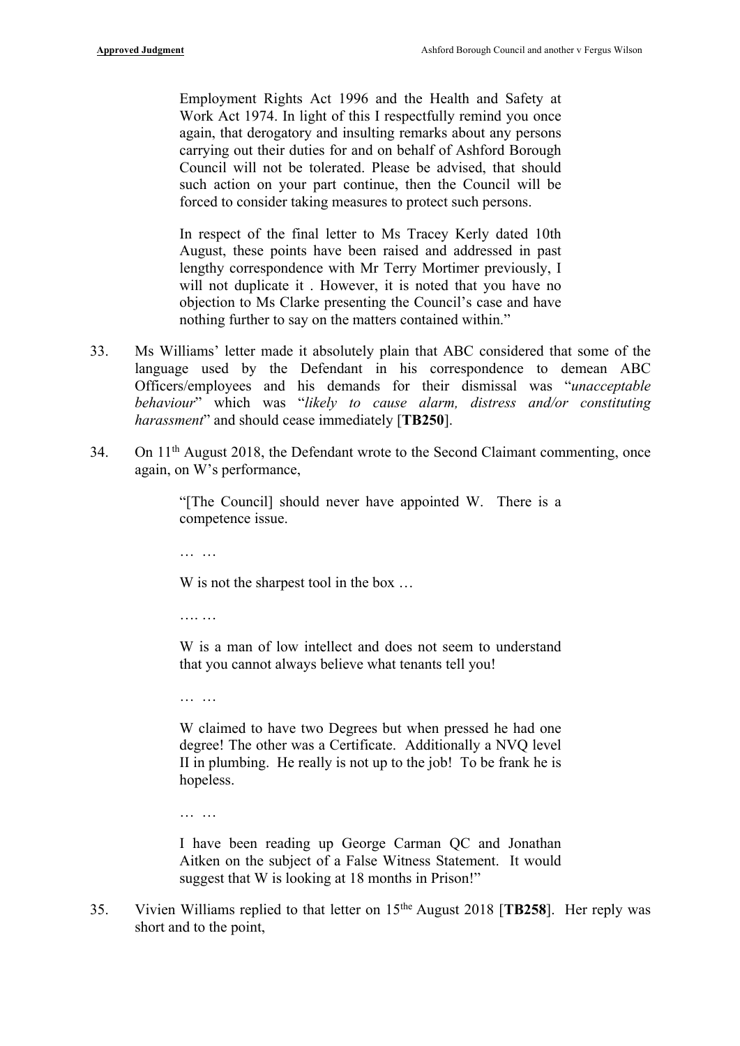Employment Rights Act 1996 and the Health and Safety at Work Act 1974. In light of this I respectfully remind you once again, that derogatory and insulting remarks about any persons carrying out their duties for and on behalf of Ashford Borough Council will not be tolerated. Please be advised, that should such action on your part continue, then the Council will be forced to consider taking measures to protect such persons.

> In respect of the final letter to Ms Tracey Kerly dated 10th August, these points have been raised and addressed in past lengthy correspondence with Mr Terry Mortimer previously, I will not duplicate it . However, it is noted that you have no objection to Ms Clarke presenting the Council's case and have nothing further to say on the matters contained within."

33. Ms Williams' letter made it absolutely plain that ABC considered that some of the language used by the Defendant in his correspondence to demean ABC Officers/employees and his demands for their dismissal was "*unacceptable behaviour*" which was "*likely to cause alarm, distress and/or constituting harassment*" and should cease immediately [**TB250**].

34. On 11th August 2018, the Defendant wrote to the Second Claimant commenting, once again, on W's performance,

> "[The Council] should never have appointed W. There is a competence issue.
>
> … …
>
> W is not the sharpest tool in the box …
>
> …. …
>
> W is a man of low intellect and does not seem to understand that you cannot always believe what tenants tell you!
>
> … …
>
> W claimed to have two Degrees but when pressed he had one degree! The other was a Certificate. Additionally a NVQ level II in plumbing. He really is not up to the job! To be frank he is hopeless.
>
> … …
>
> I have been reading up George Carman QC and Jonathan Aitken on the subject of a False Witness Statement. It would suggest that W is looking at 18 months in Prison!"

35. Vivien Williams replied to that letter on 15the August 2018 [**TB258**]. Her reply was short and to the point,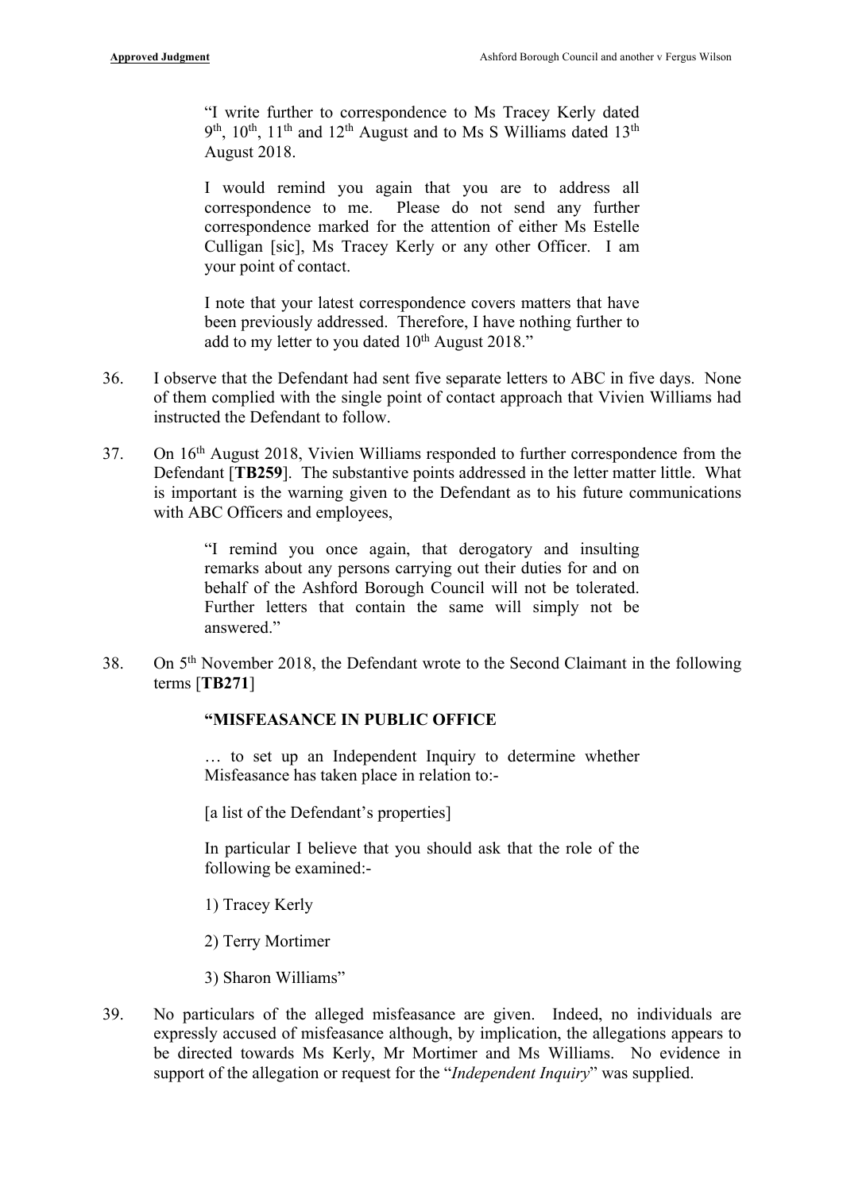> "I write further to correspondence to Ms Tracey Kerly dated 9th, 10th, 11th and 12th August and to Ms S Williams dated 13th August 2018.
>
> I would remind you again that you are to address all correspondence to me. Please do not send any further correspondence marked for the attention of either Ms Estelle Culligan [sic], Ms Tracey Kerly or any other Officer. I am your point of contact.
>
> I note that your latest correspondence covers matters that have been previously addressed. Therefore, I have nothing further to add to my letter to you dated 10th August 2018."

36. I observe that the Defendant had sent five separate letters to ABC in five days. None of them complied with the single point of contact approach that Vivien Williams had instructed the Defendant to follow.

37. On 16th August 2018, Vivien Williams responded to further correspondence from the Defendant [**TB259**]. The substantive points addressed in the letter matter little. What is important is the warning given to the Defendant as to his future communications with ABC Officers and employees,

> "I remind you once again, that derogatory and insulting remarks about any persons carrying out their duties for and on behalf of the Ashford Borough Council will not be tolerated. Further letters that contain the same will simply not be answered."

38. On 5th November 2018, the Defendant wrote to the Second Claimant in the following terms [**TB271**]

> **"MISFEASANCE IN PUBLIC OFFICE**
>
> … to set up an Independent Inquiry to determine whether Misfeasance has taken place in relation to:-
>
> [a list of the Defendant's properties]
>
> In particular I believe that you should ask that the role of the following be examined:-
>
> 1) Tracey Kerly
>
> 2) Terry Mortimer
>
> 3) Sharon Williams"

39. No particulars of the alleged misfeasance are given. Indeed, no individuals are expressly accused of misfeasance although, by implication, the allegations appears to be directed towards Ms Kerly, Mr Mortimer and Ms Williams. No evidence in support of the allegation or request for the "*Independent Inquiry*" was supplied.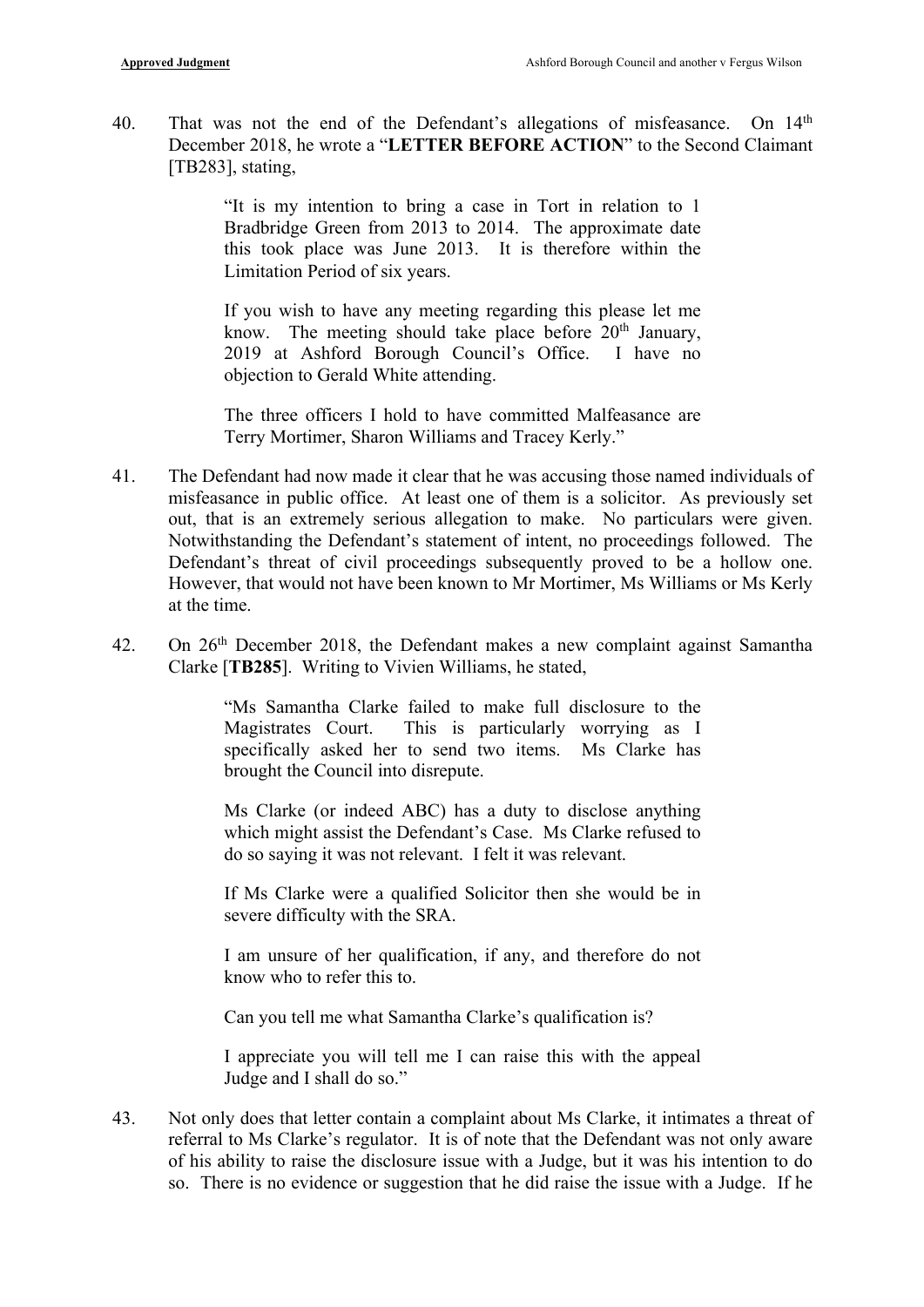40. That was not the end of the Defendant's allegations of misfeasance. On 14th December 2018, he wrote a "**LETTER BEFORE ACTION**" to the Second Claimant [TB283], stating,

> "It is my intention to bring a case in Tort in relation to 1 Bradbridge Green from 2013 to 2014. The approximate date this took place was June 2013. It is therefore within the Limitation Period of six years.
>
> If you wish to have any meeting regarding this please let me know. The meeting should take place before 20th January, 2019 at Ashford Borough Council's Office. I have no objection to Gerald White attending.
>
> The three officers I hold to have committed Malfeasance are Terry Mortimer, Sharon Williams and Tracey Kerly."

41. The Defendant had now made it clear that he was accusing those named individuals of misfeasance in public office. At least one of them is a solicitor. As previously set out, that is an extremely serious allegation to make. No particulars were given. Notwithstanding the Defendant's statement of intent, no proceedings followed. The Defendant's threat of civil proceedings subsequently proved to be a hollow one. However, that would not have been known to Mr Mortimer, Ms Williams or Ms Kerly at the time.

42. On 26th December 2018, the Defendant makes a new complaint against Samantha Clarke [**TB285**]. Writing to Vivien Williams, he stated,

> "Ms Samantha Clarke failed to make full disclosure to the Magistrates Court. This is particularly worrying as I specifically asked her to send two items. Ms Clarke has brought the Council into disrepute.
>
> Ms Clarke (or indeed ABC) has a duty to disclose anything which might assist the Defendant's Case. Ms Clarke refused to do so saying it was not relevant. I felt it was relevant.
>
> If Ms Clarke were a qualified Solicitor then she would be in severe difficulty with the SRA.
>
> I am unsure of her qualification, if any, and therefore do not know who to refer this to.
>
> Can you tell me what Samantha Clarke's qualification is?
>
> I appreciate you will tell me I can raise this with the appeal Judge and I shall do so."

43. Not only does that letter contain a complaint about Ms Clarke, it intimates a threat of referral to Ms Clarke's regulator. It is of note that the Defendant was not only aware of his ability to raise the disclosure issue with a Judge, but it was his intention to do so. There is no evidence or suggestion that he did raise the issue with a Judge. If he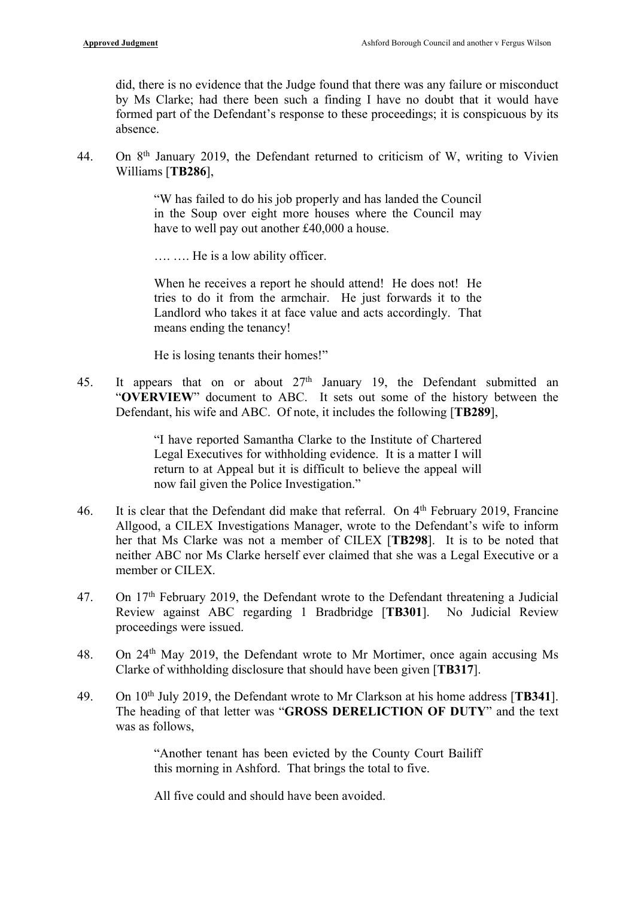did, there is no evidence that the Judge found that there was any failure or misconduct by Ms Clarke; had there been such a finding I have no doubt that it would have formed part of the Defendant's response to these proceedings; it is conspicuous by its absence.

44. On 8th January 2019, the Defendant returned to criticism of W, writing to Vivien Williams [**TB286**],

> "W has failed to do his job properly and has landed the Council in the Soup over eight more houses where the Council may have to well pay out another £40,000 a house.
>
> …. …. He is a low ability officer.
>
> When he receives a report he should attend! He does not! He tries to do it from the armchair. He just forwards it to the Landlord who takes it at face value and acts accordingly. That means ending the tenancy!
>
> He is losing tenants their homes!"

45. It appears that on or about 27th January 19, the Defendant submitted an "**OVERVIEW**" document to ABC. It sets out some of the history between the Defendant, his wife and ABC. Of note, it includes the following [**TB289**],

> "I have reported Samantha Clarke to the Institute of Chartered Legal Executives for withholding evidence. It is a matter I will return to at Appeal but it is difficult to believe the appeal will now fail given the Police Investigation."

46. It is clear that the Defendant did make that referral. On 4th February 2019, Francine Allgood, a CILEX Investigations Manager, wrote to the Defendant's wife to inform her that Ms Clarke was not a member of CILEX [**TB298**]. It is to be noted that neither ABC nor Ms Clarke herself ever claimed that she was a Legal Executive or a member or CILEX.

47. On 17th February 2019, the Defendant wrote to the Defendant threatening a Judicial Review against ABC regarding 1 Bradbridge [**TB301**]. No Judicial Review proceedings were issued.

48. On 24th May 2019, the Defendant wrote to Mr Mortimer, once again accusing Ms Clarke of withholding disclosure that should have been given [**TB317**].

49. On 10th July 2019, the Defendant wrote to Mr Clarkson at his home address [**TB341**]. The heading of that letter was "**GROSS DERELICTION OF DUTY**" and the text was as follows,

> "Another tenant has been evicted by the County Court Bailiff this morning in Ashford. That brings the total to five.
>
> All five could and should have been avoided.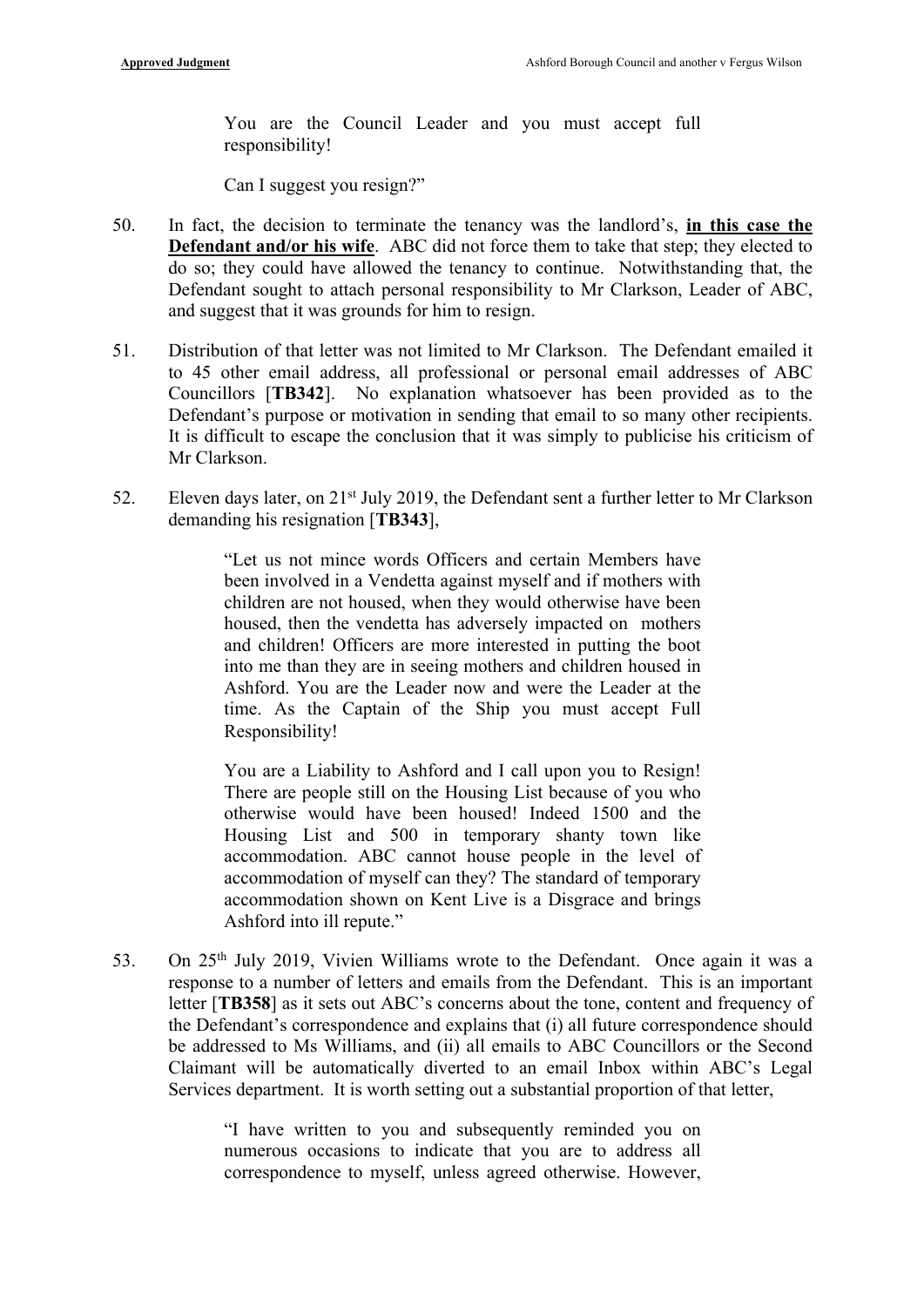> You are the Council Leader and you must accept full responsibility!
>
> Can I suggest you resign?"

50. In fact, the decision to terminate the tenancy was the landlord's, **<u>in this case the Defendant and/or his wife</u>**. ABC did not force them to take that step; they elected to do so; they could have allowed the tenancy to continue. Notwithstanding that, the Defendant sought to attach personal responsibility to Mr Clarkson, Leader of ABC, and suggest that it was grounds for him to resign.

51. Distribution of that letter was not limited to Mr Clarkson. The Defendant emailed it to 45 other email address, all professional or personal email addresses of ABC Councillors [**TB342**]. No explanation whatsoever has been provided as to the Defendant's purpose or motivation in sending that email to so many other recipients. It is difficult to escape the conclusion that it was simply to publicise his criticism of Mr Clarkson.

52. Eleven days later, on 21st July 2019, the Defendant sent a further letter to Mr Clarkson demanding his resignation [**TB343**],

> "Let us not mince words Officers and certain Members have been involved in a Vendetta against myself and if mothers with children are not housed, when they would otherwise have been housed, then the vendetta has adversely impacted on mothers and children! Officers are more interested in putting the boot into me than they are in seeing mothers and children housed in Ashford. You are the Leader now and were the Leader at the time. As the Captain of the Ship you must accept Full Responsibility!
>
> You are a Liability to Ashford and I call upon you to Resign! There are people still on the Housing List because of you who otherwise would have been housed! Indeed 1500 and the Housing List and 500 in temporary shanty town like accommodation. ABC cannot house people in the level of accommodation of myself can they? The standard of temporary accommodation shown on Kent Live is a Disgrace and brings Ashford into ill repute."

53. On 25th July 2019, Vivien Williams wrote to the Defendant. Once again it was a response to a number of letters and emails from the Defendant. This is an important letter [**TB358**] as it sets out ABC's concerns about the tone, content and frequency of the Defendant's correspondence and explains that (i) all future correspondence should be addressed to Ms Williams, and (ii) all emails to ABC Councillors or the Second Claimant will be automatically diverted to an email Inbox within ABC's Legal Services department. It is worth setting out a substantial proportion of that letter,

> "I have written to you and subsequently reminded you on numerous occasions to indicate that you are to address all correspondence to myself, unless agreed otherwise. However,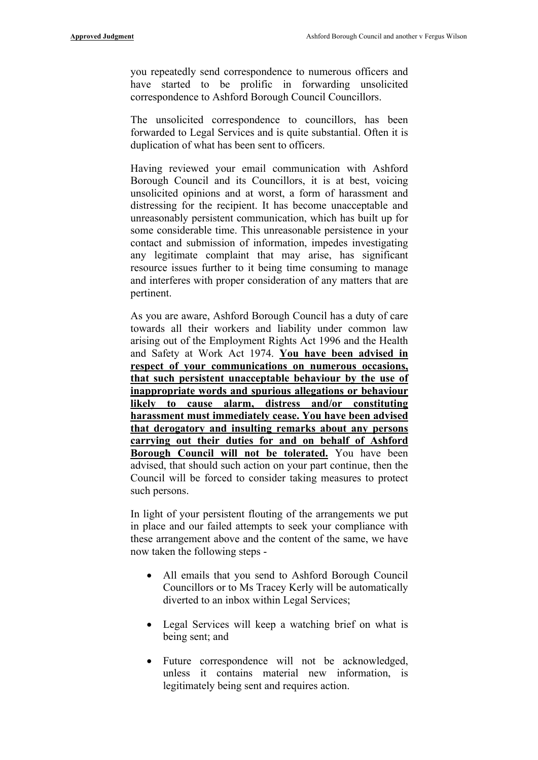you repeatedly send correspondence to numerous officers and have started to be prolific in forwarding unsolicited correspondence to Ashford Borough Council Councillors.

The unsolicited correspondence to councillors, has been forwarded to Legal Services and is quite substantial. Often it is duplication of what has been sent to officers.

Having reviewed your email communication with Ashford Borough Council and its Councillors, it is at best, voicing unsolicited opinions and at worst, a form of harassment and distressing for the recipient. It has become unacceptable and unreasonably persistent communication, which has built up for some considerable time. This unreasonable persistence in your contact and submission of information, impedes investigating any legitimate complaint that may arise, has significant resource issues further to it being time consuming to manage and interferes with proper consideration of any matters that are pertinent.

As you are aware, Ashford Borough Council has a duty of care towards all their workers and liability under common law arising out of the Employment Rights Act 1996 and the Health and Safety at Work Act 1974. **You have been advised in respect of your communications on numerous occasions, that such persistent unacceptable behaviour by the use of inappropriate words and spurious allegations or behaviour likely to cause alarm, distress and/or constituting harassment must immediately cease. You have been advised that derogatory and insulting remarks about any persons carrying out their duties for and on behalf of Ashford Borough Council will not be tolerated.** You have been advised, that should such action on your part continue, then the Council will be forced to consider taking measures to protect such persons.

In light of your persistent flouting of the arrangements we put in place and our failed attempts to seek your compliance with these arrangement above and the content of the same, we have now taken the following steps -

- All emails that you send to Ashford Borough Council Councillors or to Ms Tracey Kerly will be automatically diverted to an inbox within Legal Services;

- Legal Services will keep a watching brief on what is being sent; and

- Future correspondence will not be acknowledged, unless it contains material new information, is legitimately being sent and requires action.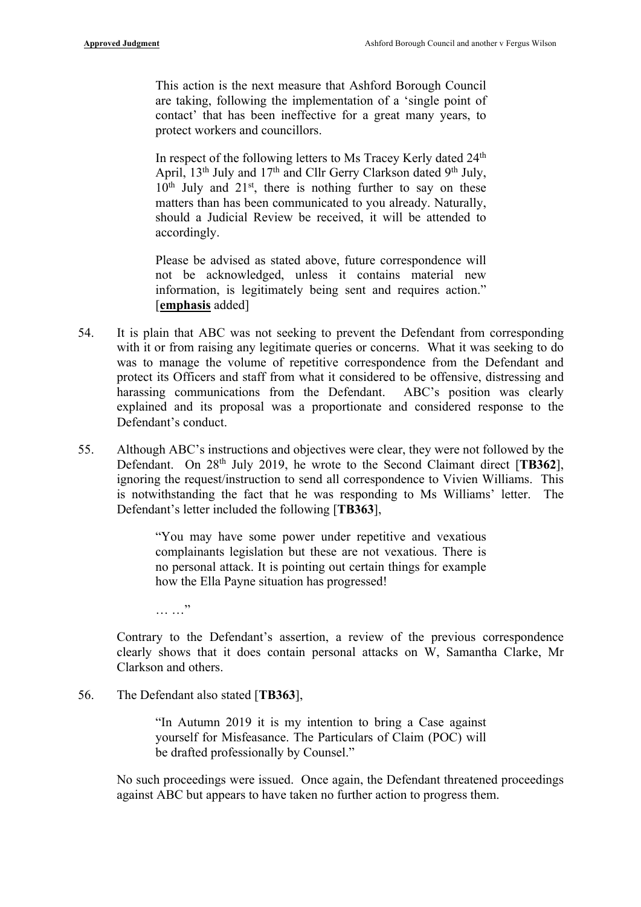> This action is the next measure that Ashford Borough Council are taking, following the implementation of a 'single point of contact' that has been ineffective for a great many years, to protect workers and councillors.
>
> In respect of the following letters to Ms Tracey Kerly dated 24th April, 13th July and 17th and Cllr Gerry Clarkson dated 9th July, 10th July and 21st, there is nothing further to say on these matters than has been communicated to you already. Naturally, should a Judicial Review be received, it will be attended to accordingly.
>
> Please be advised as stated above, future correspondence will not be acknowledged, unless it contains material new information, is legitimately being sent and requires action." [**emphasis** added]

54. It is plain that ABC was not seeking to prevent the Defendant from corresponding with it or from raising any legitimate queries or concerns. What it was seeking to do was to manage the volume of repetitive correspondence from the Defendant and protect its Officers and staff from what it considered to be offensive, distressing and harassing communications from the Defendant. ABC's position was clearly explained and its proposal was a proportionate and considered response to the Defendant's conduct.

55. Although ABC's instructions and objectives were clear, they were not followed by the Defendant. On 28th July 2019, he wrote to the Second Claimant direct [**TB362**], ignoring the request/instruction to send all correspondence to Vivien Williams. This is notwithstanding the fact that he was responding to Ms Williams' letter. The Defendant's letter included the following [**TB363**],

> "You may have some power under repetitive and vexatious complainants legislation but these are not vexatious. There is no personal attack. It is pointing out certain things for example how the Ella Payne situation has progressed!
>
> … …"

Contrary to the Defendant's assertion, a review of the previous correspondence clearly shows that it does contain personal attacks on W, Samantha Clarke, Mr Clarkson and others.

56. The Defendant also stated [**TB363**],

> "In Autumn 2019 it is my intention to bring a Case against yourself for Misfeasance. The Particulars of Claim (POC) will be drafted professionally by Counsel."

No such proceedings were issued. Once again, the Defendant threatened proceedings against ABC but appears to have taken no further action to progress them.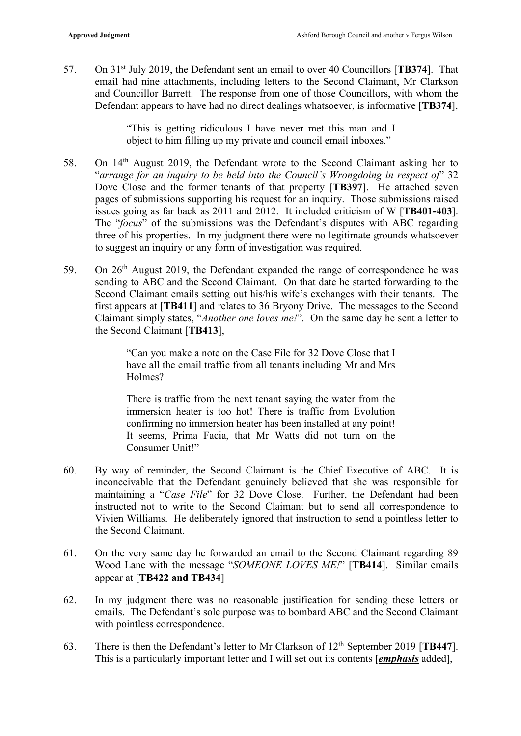57. On 31st July 2019, the Defendant sent an email to over 40 Councillors [**TB374**]. That email had nine attachments, including letters to the Second Claimant, Mr Clarkson and Councillor Barrett. The response from one of those Councillors, with whom the Defendant appears to have had no direct dealings whatsoever, is informative [**TB374**],

> "This is getting ridiculous I have never met this man and I object to him filling up my private and council email inboxes."

58. On 14th August 2019, the Defendant wrote to the Second Claimant asking her to "*arrange for an inquiry to be held into the Council's Wrongdoing in respect of*" 32 Dove Close and the former tenants of that property [**TB397**]. He attached seven pages of submissions supporting his request for an inquiry. Those submissions raised issues going as far back as 2011 and 2012. It included criticism of W [**TB401-403**]. The "*focus*" of the submissions was the Defendant's disputes with ABC regarding three of his properties. In my judgment there were no legitimate grounds whatsoever to suggest an inquiry or any form of investigation was required.

59. On 26th August 2019, the Defendant expanded the range of correspondence he was sending to ABC and the Second Claimant. On that date he started forwarding to the Second Claimant emails setting out his/his wife's exchanges with their tenants. The first appears at [**TB411**] and relates to 36 Bryony Drive. The messages to the Second Claimant simply states, "*Another one loves me!*". On the same day he sent a letter to the Second Claimant [**TB413**],

> "Can you make a note on the Case File for 32 Dove Close that I have all the email traffic from all tenants including Mr and Mrs Holmes?
>
> There is traffic from the next tenant saying the water from the immersion heater is too hot! There is traffic from Evolution confirming no immersion heater has been installed at any point! It seems, Prima Facia, that Mr Watts did not turn on the Consumer Unit!"

60. By way of reminder, the Second Claimant is the Chief Executive of ABC. It is inconceivable that the Defendant genuinely believed that she was responsible for maintaining a "*Case File*" for 32 Dove Close. Further, the Defendant had been instructed not to write to the Second Claimant but to send all correspondence to Vivien Williams. He deliberately ignored that instruction to send a pointless letter to the Second Claimant.

61. On the very same day he forwarded an email to the Second Claimant regarding 89 Wood Lane with the message "*SOMEONE LOVES ME!*" [**TB414**]. Similar emails appear at [**TB422 and TB434**]

62. In my judgment there was no reasonable justification for sending these letters or emails. The Defendant's sole purpose was to bombard ABC and the Second Claimant with pointless correspondence.

63. There is then the Defendant's letter to Mr Clarkson of 12th September 2019 [**TB447**]. This is a particularly important letter and I will set out its contents [***emphasis*** added],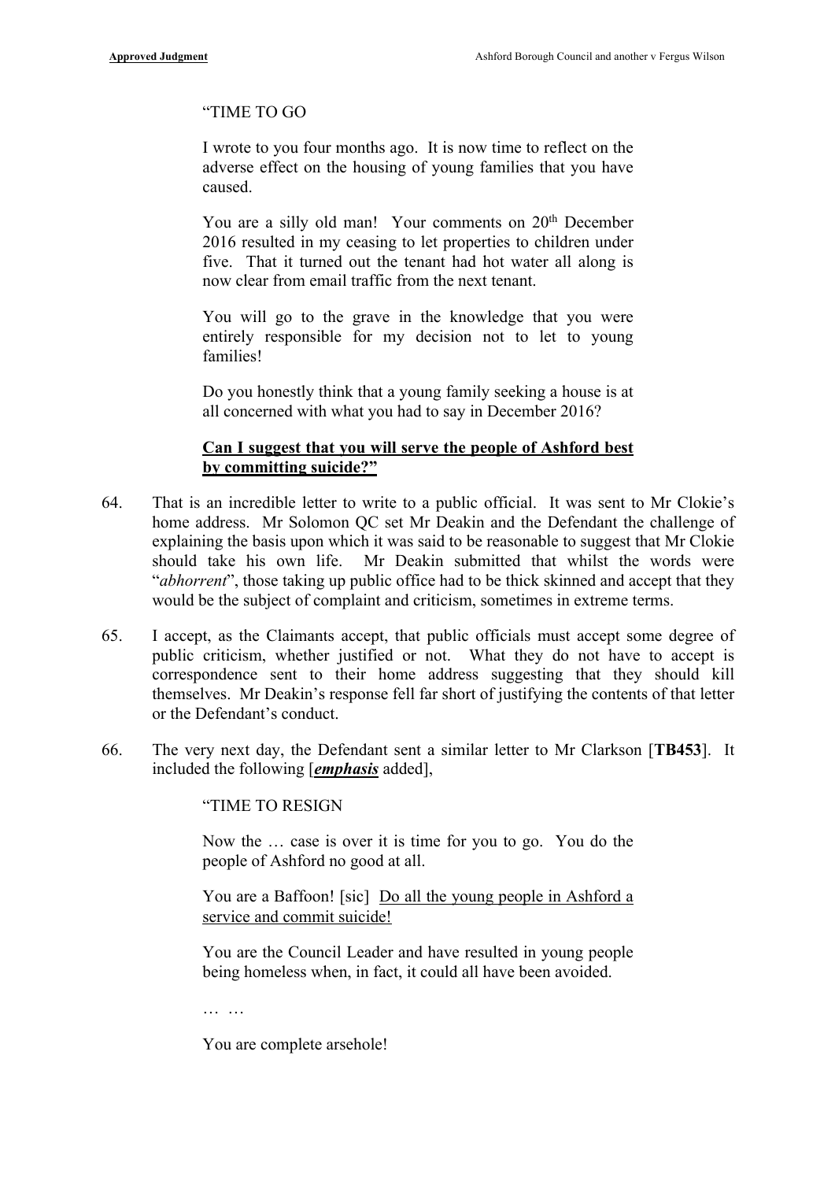> "TIME TO GO
>
> I wrote to you four months ago. It is now time to reflect on the adverse effect on the housing of young families that you have caused.
>
> You are a silly old man! Your comments on 20th December 2016 resulted in my ceasing to let properties to children under five. That it turned out the tenant had hot water all along is now clear from email traffic from the next tenant.
>
> You will go to the grave in the knowledge that you were entirely responsible for my decision not to let to young families!
>
> Do you honestly think that a young family seeking a house is at all concerned with what you had to say in December 2016?
>
> **<u>Can I suggest that you will serve the people of Ashford best by committing suicide?"</u>**

64. That is an incredible letter to write to a public official. It was sent to Mr Clokie's home address. Mr Solomon QC set Mr Deakin and the Defendant the challenge of explaining the basis upon which it was said to be reasonable to suggest that Mr Clokie should take his own life. Mr Deakin submitted that whilst the words were "*abhorrent*", those taking up public office had to be thick skinned and accept that they would be the subject of complaint and criticism, sometimes in extreme terms.

65. I accept, as the Claimants accept, that public officials must accept some degree of public criticism, whether justified or not. What they do not have to accept is correspondence sent to their home address suggesting that they should kill themselves. Mr Deakin's response fell far short of justifying the contents of that letter or the Defendant's conduct.

66. The very next day, the Defendant sent a similar letter to Mr Clarkson [**TB453**]. It included the following [***<u>emphasis</u>*** added],

> "TIME TO RESIGN
>
> Now the … case is over it is time for you to go. You do the people of Ashford no good at all.
>
> You are a Baffoon! [sic] <u>Do all the young people in Ashford a service and commit suicide!</u>
>
> You are the Council Leader and have resulted in young people being homeless when, in fact, it could all have been avoided.
>
> … …
>
> You are complete arsehole!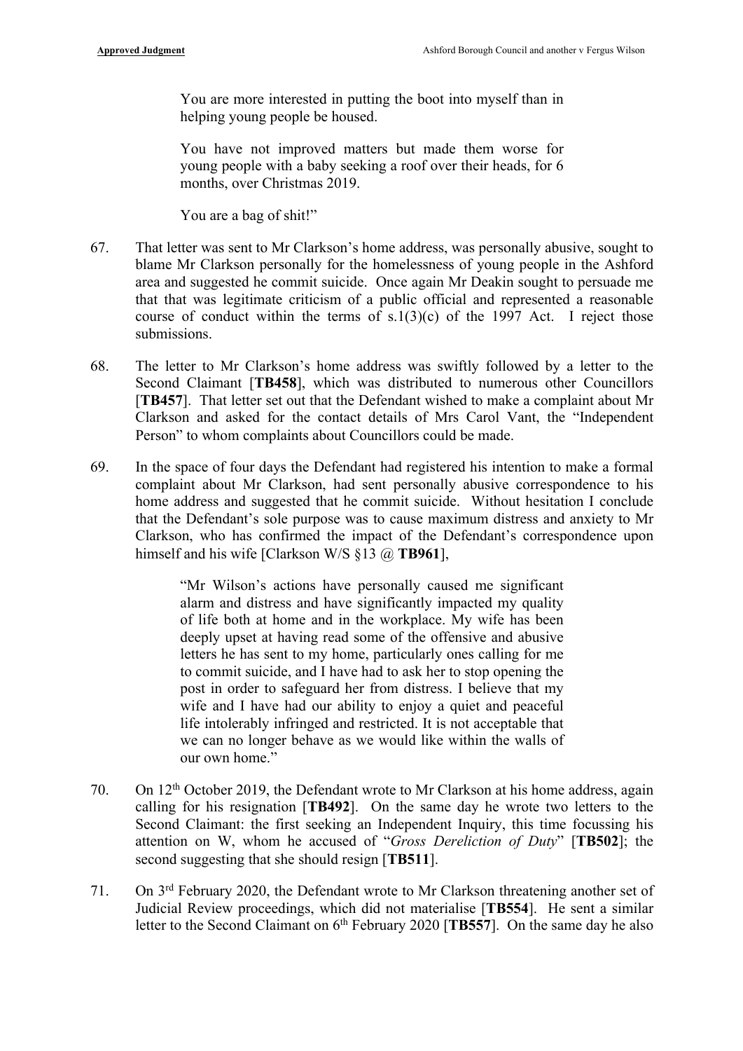> You are more interested in putting the boot into myself than in helping young people be housed.
>
> You have not improved matters but made them worse for young people with a baby seeking a roof over their heads, for 6 months, over Christmas 2019.
>
> You are a bag of shit!"

67. That letter was sent to Mr Clarkson's home address, was personally abusive, sought to blame Mr Clarkson personally for the homelessness of young people in the Ashford area and suggested he commit suicide. Once again Mr Deakin sought to persuade me that that was legitimate criticism of a public official and represented a reasonable course of conduct within the terms of s.1(3)(c) of the 1997 Act. I reject those submissions.

68. The letter to Mr Clarkson's home address was swiftly followed by a letter to the Second Claimant [**TB458**], which was distributed to numerous other Councillors [**TB457**]. That letter set out that the Defendant wished to make a complaint about Mr Clarkson and asked for the contact details of Mrs Carol Vant, the "Independent Person" to whom complaints about Councillors could be made.

69. In the space of four days the Defendant had registered his intention to make a formal complaint about Mr Clarkson, had sent personally abusive correspondence to his home address and suggested that he commit suicide. Without hesitation I conclude that the Defendant's sole purpose was to cause maximum distress and anxiety to Mr Clarkson, who has confirmed the impact of the Defendant's correspondence upon himself and his wife [Clarkson W/S §13 @ **TB961**],

> "Mr Wilson's actions have personally caused me significant alarm and distress and have significantly impacted my quality of life both at home and in the workplace. My wife has been deeply upset at having read some of the offensive and abusive letters he has sent to my home, particularly ones calling for me to commit suicide, and I have had to ask her to stop opening the post in order to safeguard her from distress. I believe that my wife and I have had our ability to enjoy a quiet and peaceful life intolerably infringed and restricted. It is not acceptable that we can no longer behave as we would like within the walls of our own home."

70. On 12th October 2019, the Defendant wrote to Mr Clarkson at his home address, again calling for his resignation [**TB492**]. On the same day he wrote two letters to the Second Claimant: the first seeking an Independent Inquiry, this time focussing his attention on W, whom he accused of "*Gross Dereliction of Duty*" [**TB502**]; the second suggesting that she should resign [**TB511**].

71. On 3rd February 2020, the Defendant wrote to Mr Clarkson threatening another set of Judicial Review proceedings, which did not materialise [**TB554**]. He sent a similar letter to the Second Claimant on 6th February 2020 [**TB557**]. On the same day he also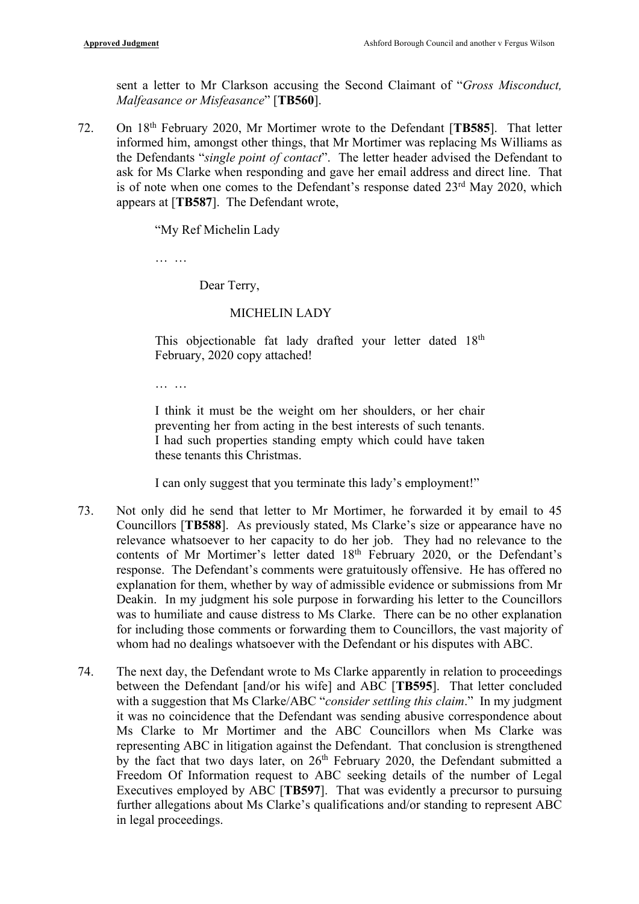sent a letter to Mr Clarkson accusing the Second Claimant of "*Gross Misconduct, Malfeasance or Misfeasance*" [**TB560**].

72. On 18th February 2020, Mr Mortimer wrote to the Defendant [**TB585**]. That letter informed him, amongst other things, that Mr Mortimer was replacing Ms Williams as the Defendants "*single point of contact*". The letter header advised the Defendant to ask for Ms Clarke when responding and gave her email address and direct line. That is of note when one comes to the Defendant's response dated 23rd May 2020, which appears at [**TB587**]. The Defendant wrote,

> "My Ref Michelin Lady
>
> … …
>
> Dear Terry,
>
> MICHELIN LADY
>
> This objectionable fat lady drafted your letter dated 18th February, 2020 copy attached!
>
> … …
>
> I think it must be the weight om her shoulders, or her chair preventing her from acting in the best interests of such tenants. I had such properties standing empty which could have taken these tenants this Christmas.
>
> I can only suggest that you terminate this lady's employment!"

73. Not only did he send that letter to Mr Mortimer, he forwarded it by email to 45 Councillors [**TB588**]. As previously stated, Ms Clarke's size or appearance have no relevance whatsoever to her capacity to do her job. They had no relevance to the contents of Mr Mortimer's letter dated 18th February 2020, or the Defendant's response. The Defendant's comments were gratuitously offensive. He has offered no explanation for them, whether by way of admissible evidence or submissions from Mr Deakin. In my judgment his sole purpose in forwarding his letter to the Councillors was to humiliate and cause distress to Ms Clarke. There can be no other explanation for including those comments or forwarding them to Councillors, the vast majority of whom had no dealings whatsoever with the Defendant or his disputes with ABC.

74. The next day, the Defendant wrote to Ms Clarke apparently in relation to proceedings between the Defendant [and/or his wife] and ABC [**TB595**]. That letter concluded with a suggestion that Ms Clarke/ABC "*consider settling this claim*." In my judgment it was no coincidence that the Defendant was sending abusive correspondence about Ms Clarke to Mr Mortimer and the ABC Councillors when Ms Clarke was representing ABC in litigation against the Defendant. That conclusion is strengthened by the fact that two days later, on 26th February 2020, the Defendant submitted a Freedom Of Information request to ABC seeking details of the number of Legal Executives employed by ABC [**TB597**]. That was evidently a precursor to pursuing further allegations about Ms Clarke's qualifications and/or standing to represent ABC in legal proceedings.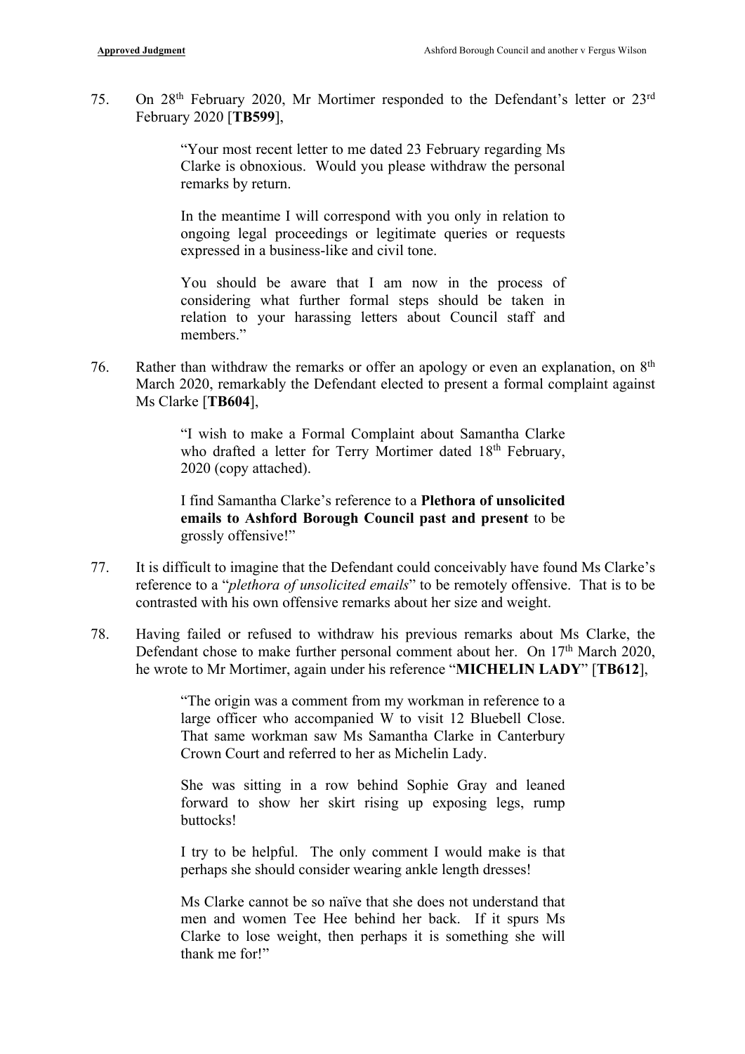75. On 28th February 2020, Mr Mortimer responded to the Defendant's letter or 23rd February 2020 [**TB599**],

> "Your most recent letter to me dated 23 February regarding Ms Clarke is obnoxious. Would you please withdraw the personal remarks by return.
>
> In the meantime I will correspond with you only in relation to ongoing legal proceedings or legitimate queries or requests expressed in a business-like and civil tone.
>
> You should be aware that I am now in the process of considering what further formal steps should be taken in relation to your harassing letters about Council staff and members."

76. Rather than withdraw the remarks or offer an apology or even an explanation, on 8th March 2020, remarkably the Defendant elected to present a formal complaint against Ms Clarke [**TB604**],

> "I wish to make a Formal Complaint about Samantha Clarke who drafted a letter for Terry Mortimer dated 18th February, 2020 (copy attached).
>
> I find Samantha Clarke's reference to a **Plethora of unsolicited emails to Ashford Borough Council past and present** to be grossly offensive!"

77. It is difficult to imagine that the Defendant could conceivably have found Ms Clarke's reference to a "*plethora of unsolicited emails*" to be remotely offensive. That is to be contrasted with his own offensive remarks about her size and weight.

78. Having failed or refused to withdraw his previous remarks about Ms Clarke, the Defendant chose to make further personal comment about her. On 17th March 2020, he wrote to Mr Mortimer, again under his reference "**MICHELIN LADY**" [**TB612**],

> "The origin was a comment from my workman in reference to a large officer who accompanied W to visit 12 Bluebell Close. That same workman saw Ms Samantha Clarke in Canterbury Crown Court and referred to her as Michelin Lady.
>
> She was sitting in a row behind Sophie Gray and leaned forward to show her skirt rising up exposing legs, rump buttocks!
>
> I try to be helpful. The only comment I would make is that perhaps she should consider wearing ankle length dresses!
>
> Ms Clarke cannot be so naïve that she does not understand that men and women Tee Hee behind her back. If it spurs Ms Clarke to lose weight, then perhaps it is something she will thank me for!"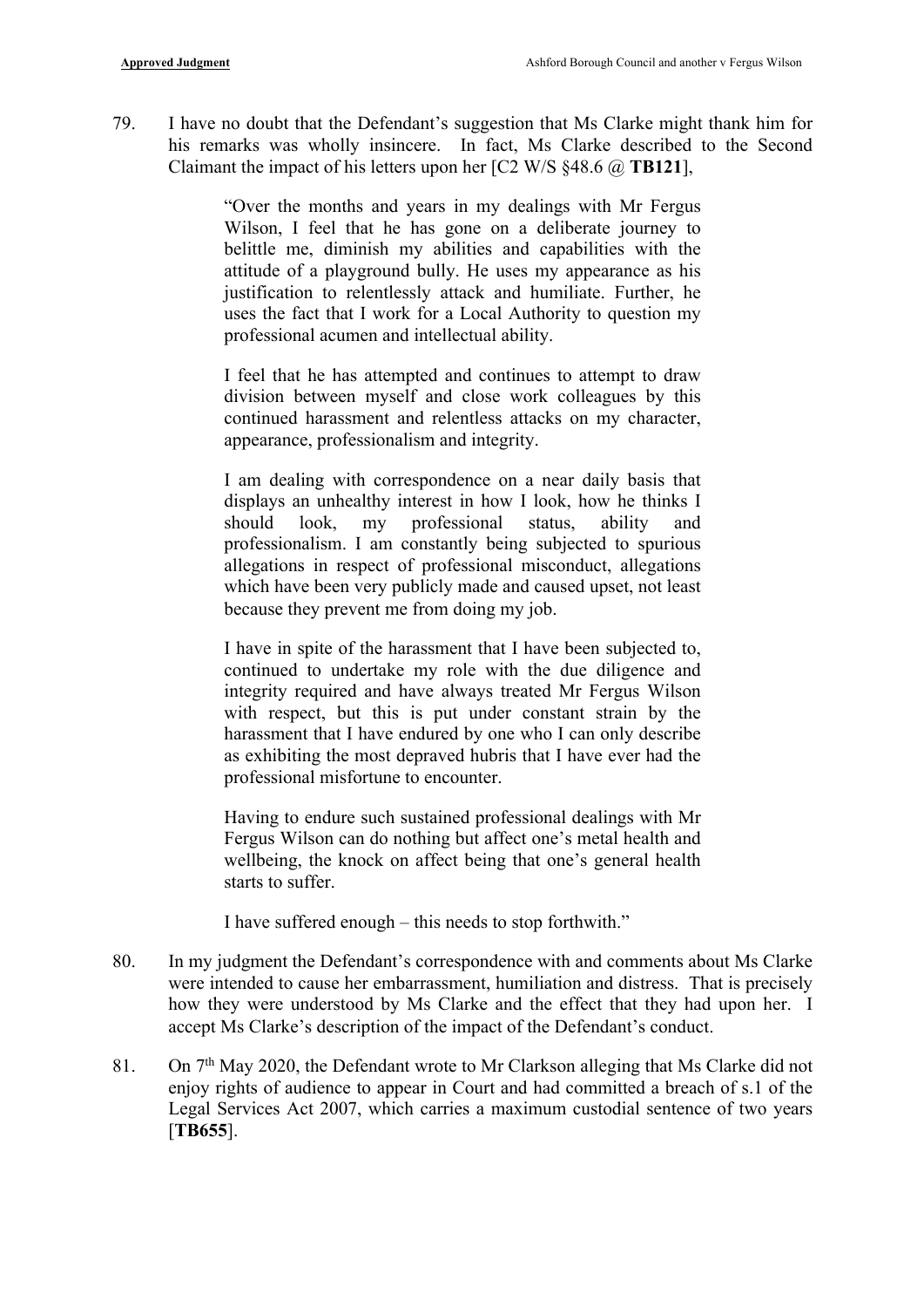79. I have no doubt that the Defendant's suggestion that Ms Clarke might thank him for his remarks was wholly insincere. In fact, Ms Clarke described to the Second Claimant the impact of his letters upon her [C2 W/S §48.6 @ **TB121**],

> "Over the months and years in my dealings with Mr Fergus Wilson, I feel that he has gone on a deliberate journey to belittle me, diminish my abilities and capabilities with the attitude of a playground bully. He uses my appearance as his justification to relentlessly attack and humiliate. Further, he uses the fact that I work for a Local Authority to question my professional acumen and intellectual ability.
>
> I feel that he has attempted and continues to attempt to draw division between myself and close work colleagues by this continued harassment and relentless attacks on my character, appearance, professionalism and integrity.
>
> I am dealing with correspondence on a near daily basis that displays an unhealthy interest in how I look, how he thinks I should look, my professional status, ability and professionalism. I am constantly being subjected to spurious allegations in respect of professional misconduct, allegations which have been very publicly made and caused upset, not least because they prevent me from doing my job.
>
> I have in spite of the harassment that I have been subjected to, continued to undertake my role with the due diligence and integrity required and have always treated Mr Fergus Wilson with respect, but this is put under constant strain by the harassment that I have endured by one who I can only describe as exhibiting the most depraved hubris that I have ever had the professional misfortune to encounter.
>
> Having to endure such sustained professional dealings with Mr Fergus Wilson can do nothing but affect one's metal health and wellbeing, the knock on affect being that one's general health starts to suffer.
>
> I have suffered enough – this needs to stop forthwith."

80. In my judgment the Defendant's correspondence with and comments about Ms Clarke were intended to cause her embarrassment, humiliation and distress. That is precisely how they were understood by Ms Clarke and the effect that they had upon her. I accept Ms Clarke's description of the impact of the Defendant's conduct.

81. On 7th May 2020, the Defendant wrote to Mr Clarkson alleging that Ms Clarke did not enjoy rights of audience to appear in Court and had committed a breach of s.1 of the Legal Services Act 2007, which carries a maximum custodial sentence of two years [**TB655**].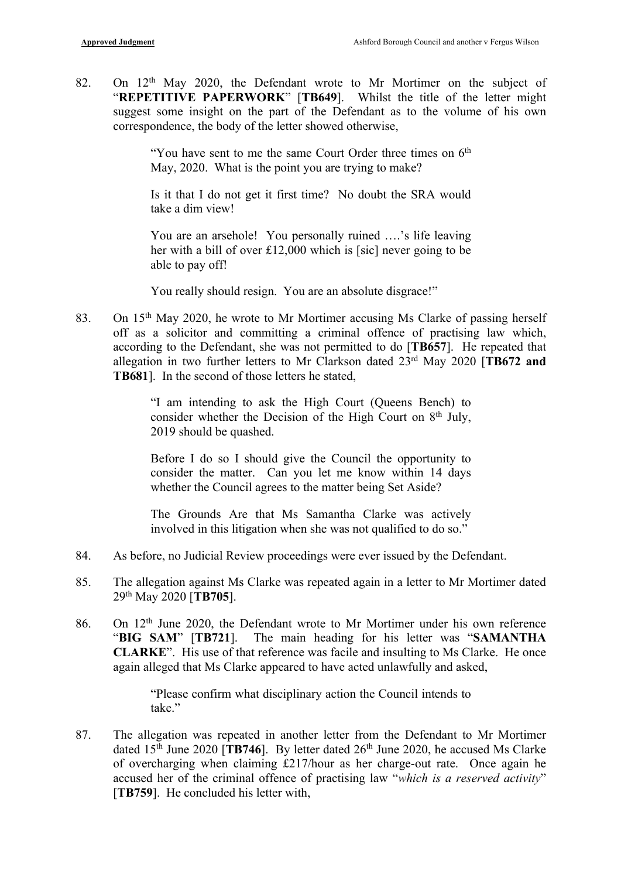82. On 12th May 2020, the Defendant wrote to Mr Mortimer on the subject of "**REPETITIVE PAPERWORK**" [**TB649**]. Whilst the title of the letter might suggest some insight on the part of the Defendant as to the volume of his own correspondence, the body of the letter showed otherwise,

> "You have sent to me the same Court Order three times on 6th May, 2020. What is the point you are trying to make?
>
> Is it that I do not get it first time? No doubt the SRA would take a dim view!
>
> You are an arsehole! You personally ruined ….'s life leaving her with a bill of over £12,000 which is [sic] never going to be able to pay off!
>
> You really should resign. You are an absolute disgrace!"

83. On 15th May 2020, he wrote to Mr Mortimer accusing Ms Clarke of passing herself off as a solicitor and committing a criminal offence of practising law which, according to the Defendant, she was not permitted to do [**TB657**]. He repeated that allegation in two further letters to Mr Clarkson dated 23rd May 2020 [**TB672 and TB681**]. In the second of those letters he stated,

> "I am intending to ask the High Court (Queens Bench) to consider whether the Decision of the High Court on 8th July, 2019 should be quashed.
>
> Before I do so I should give the Council the opportunity to consider the matter. Can you let me know within 14 days whether the Council agrees to the matter being Set Aside?
>
> The Grounds Are that Ms Samantha Clarke was actively involved in this litigation when she was not qualified to do so."

84. As before, no Judicial Review proceedings were ever issued by the Defendant.

85. The allegation against Ms Clarke was repeated again in a letter to Mr Mortimer dated 29th May 2020 [**TB705**].

86. On 12th June 2020, the Defendant wrote to Mr Mortimer under his own reference "**BIG SAM**" [**TB721**]. The main heading for his letter was "**SAMANTHA CLARKE**". His use of that reference was facile and insulting to Ms Clarke. He once again alleged that Ms Clarke appeared to have acted unlawfully and asked,

> "Please confirm what disciplinary action the Council intends to take."

87. The allegation was repeated in another letter from the Defendant to Mr Mortimer dated 15th June 2020 [**TB746**]. By letter dated 26th June 2020, he accused Ms Clarke of overcharging when claiming £217/hour as her charge-out rate. Once again he accused her of the criminal offence of practising law "*which is a reserved activity*" [**TB759**]. He concluded his letter with,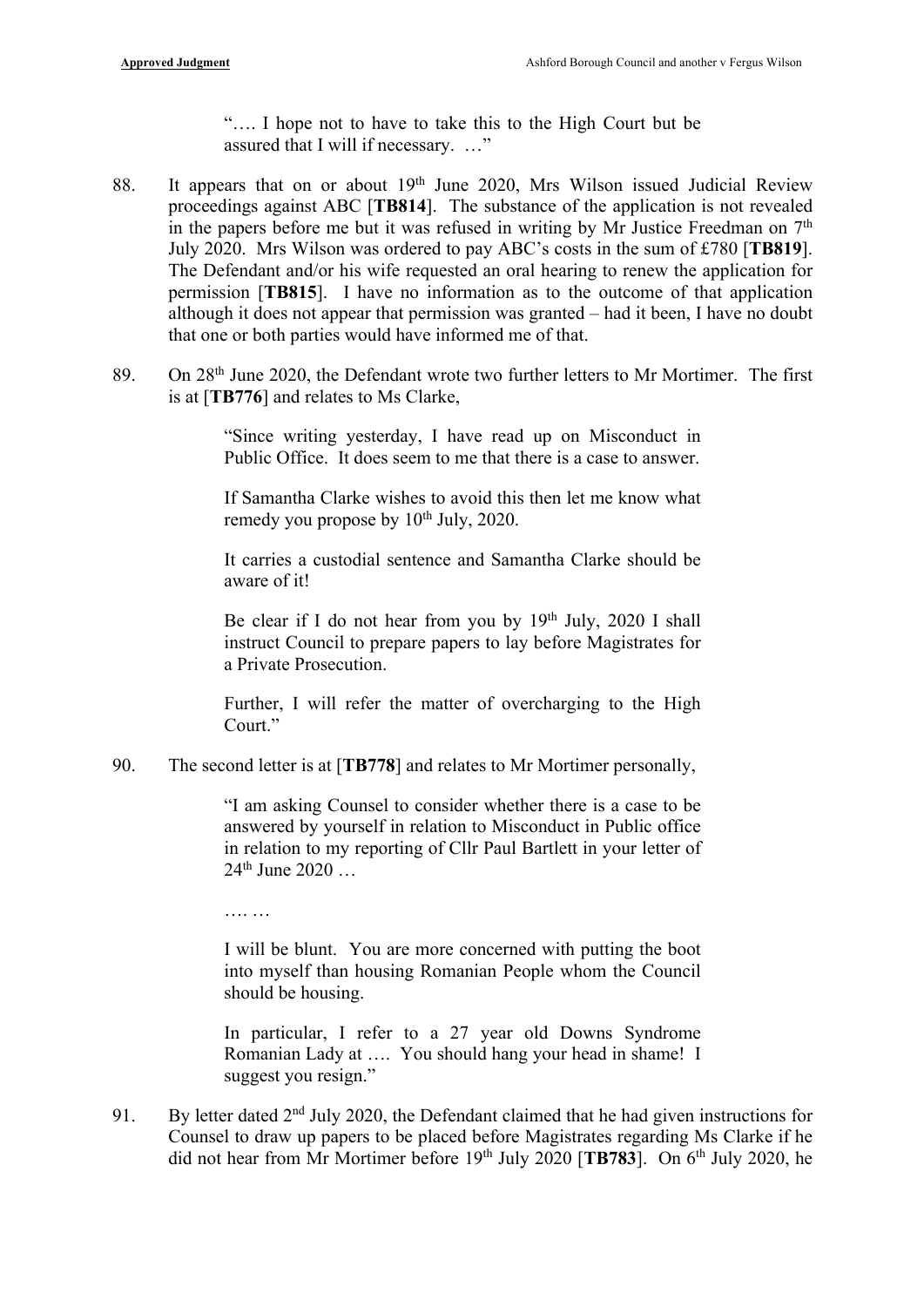> "…. I hope not to have to take this to the High Court but be assured that I will if necessary. …"

88. It appears that on or about 19th June 2020, Mrs Wilson issued Judicial Review proceedings against ABC [**TB814**]. The substance of the application is not revealed in the papers before me but it was refused in writing by Mr Justice Freedman on 7th July 2020. Mrs Wilson was ordered to pay ABC's costs in the sum of £780 [**TB819**]. The Defendant and/or his wife requested an oral hearing to renew the application for permission [**TB815**]. I have no information as to the outcome of that application although it does not appear that permission was granted – had it been, I have no doubt that one or both parties would have informed me of that.

89. On 28th June 2020, the Defendant wrote two further letters to Mr Mortimer. The first is at [**TB776**] and relates to Ms Clarke,

> "Since writing yesterday, I have read up on Misconduct in Public Office. It does seem to me that there is a case to answer.
>
> If Samantha Clarke wishes to avoid this then let me know what remedy you propose by 10th July, 2020.
>
> It carries a custodial sentence and Samantha Clarke should be aware of it!
>
> Be clear if I do not hear from you by 19th July, 2020 I shall instruct Council to prepare papers to lay before Magistrates for a Private Prosecution.
>
> Further, I will refer the matter of overcharging to the High Court."

90. The second letter is at [**TB778**] and relates to Mr Mortimer personally,

> "I am asking Counsel to consider whether there is a case to be answered by yourself in relation to Misconduct in Public office in relation to my reporting of Cllr Paul Bartlett in your letter of 24th June 2020 …
>
> …. …
>
> I will be blunt. You are more concerned with putting the boot into myself than housing Romanian People whom the Council should be housing.
>
> In particular, I refer to a 27 year old Downs Syndrome Romanian Lady at …. You should hang your head in shame! I suggest you resign."

91. By letter dated 2nd July 2020, the Defendant claimed that he had given instructions for Counsel to draw up papers to be placed before Magistrates regarding Ms Clarke if he did not hear from Mr Mortimer before 19th July 2020 [**TB783**]. On 6th July 2020, he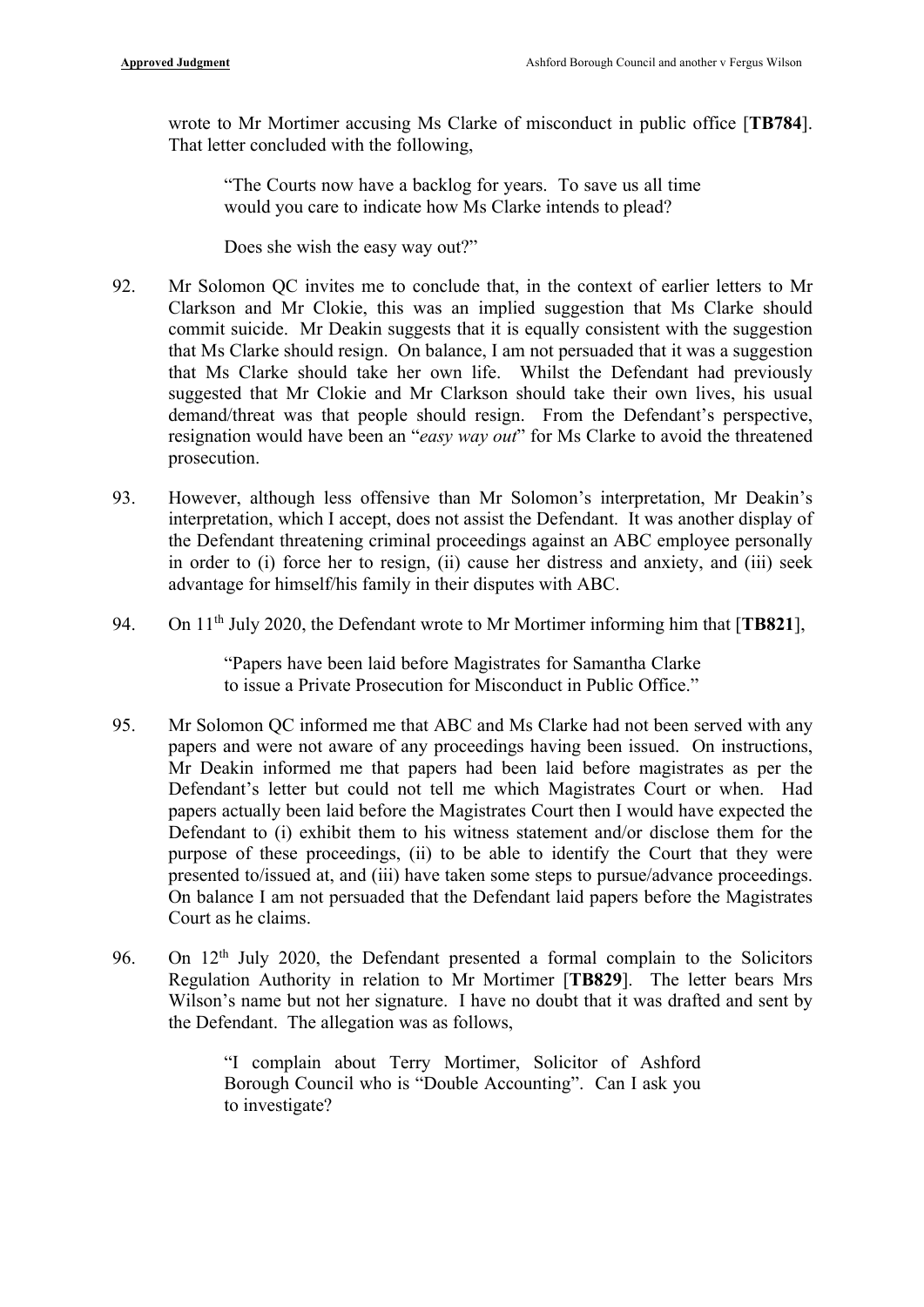wrote to Mr Mortimer accusing Ms Clarke of misconduct in public office [**TB784**]. That letter concluded with the following,

> "The Courts now have a backlog for years. To save us all time would you care to indicate how Ms Clarke intends to plead?
>
> Does she wish the easy way out?"

92. Mr Solomon QC invites me to conclude that, in the context of earlier letters to Mr Clarkson and Mr Clokie, this was an implied suggestion that Ms Clarke should commit suicide. Mr Deakin suggests that it is equally consistent with the suggestion that Ms Clarke should resign. On balance, I am not persuaded that it was a suggestion that Ms Clarke should take her own life. Whilst the Defendant had previously suggested that Mr Clokie and Mr Clarkson should take their own lives, his usual demand/threat was that people should resign. From the Defendant's perspective, resignation would have been an "*easy way out*" for Ms Clarke to avoid the threatened prosecution.

93. However, although less offensive than Mr Solomon's interpretation, Mr Deakin's interpretation, which I accept, does not assist the Defendant. It was another display of the Defendant threatening criminal proceedings against an ABC employee personally in order to (i) force her to resign, (ii) cause her distress and anxiety, and (iii) seek advantage for himself/his family in their disputes with ABC.

94. On 11th July 2020, the Defendant wrote to Mr Mortimer informing him that [**TB821**],

> "Papers have been laid before Magistrates for Samantha Clarke to issue a Private Prosecution for Misconduct in Public Office."

95. Mr Solomon QC informed me that ABC and Ms Clarke had not been served with any papers and were not aware of any proceedings having been issued. On instructions, Mr Deakin informed me that papers had been laid before magistrates as per the Defendant's letter but could not tell me which Magistrates Court or when. Had papers actually been laid before the Magistrates Court then I would have expected the Defendant to (i) exhibit them to his witness statement and/or disclose them for the purpose of these proceedings, (ii) to be able to identify the Court that they were presented to/issued at, and (iii) have taken some steps to pursue/advance proceedings. On balance I am not persuaded that the Defendant laid papers before the Magistrates Court as he claims.

96. On 12th July 2020, the Defendant presented a formal complain to the Solicitors Regulation Authority in relation to Mr Mortimer [**TB829**]. The letter bears Mrs Wilson's name but not her signature. I have no doubt that it was drafted and sent by the Defendant. The allegation was as follows,

> "I complain about Terry Mortimer, Solicitor of Ashford Borough Council who is "Double Accounting". Can I ask you to investigate?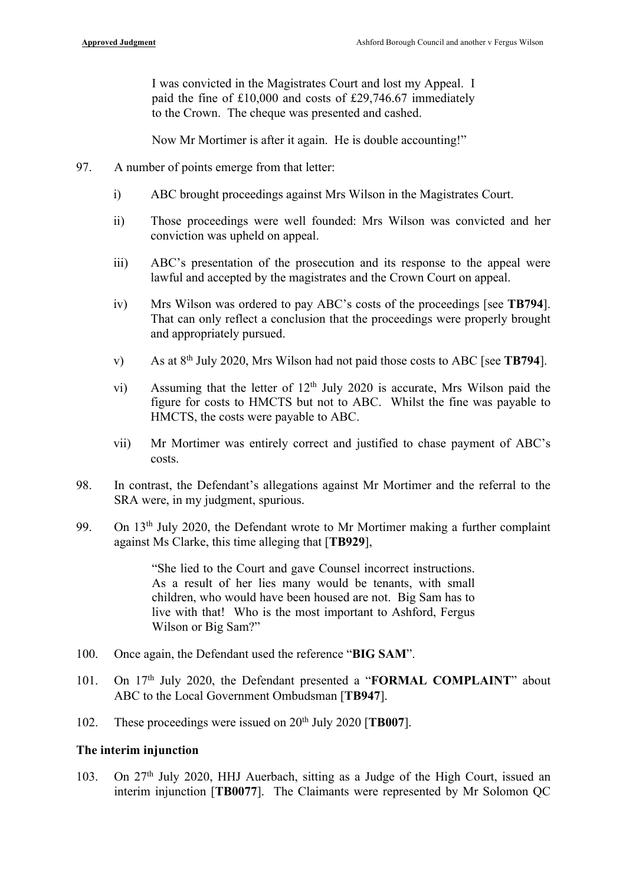> I was convicted in the Magistrates Court and lost my Appeal. I paid the fine of £10,000 and costs of £29,746.67 immediately to the Crown. The cheque was presented and cashed.
>
> Now Mr Mortimer is after it again. He is double accounting!"

97. A number of points emerge from that letter:

    i) ABC brought proceedings against Mrs Wilson in the Magistrates Court.

    ii) Those proceedings were well founded: Mrs Wilson was convicted and her conviction was upheld on appeal.

    iii) ABC's presentation of the prosecution and its response to the appeal were lawful and accepted by the magistrates and the Crown Court on appeal.

    iv) Mrs Wilson was ordered to pay ABC's costs of the proceedings [see **TB794**]. That can only reflect a conclusion that the proceedings were properly brought and appropriately pursued.

    v) As at 8th July 2020, Mrs Wilson had not paid those costs to ABC [see **TB794**].

    vi) Assuming that the letter of 12th July 2020 is accurate, Mrs Wilson paid the figure for costs to HMCTS but not to ABC. Whilst the fine was payable to HMCTS, the costs were payable to ABC.

    vii) Mr Mortimer was entirely correct and justified to chase payment of ABC's costs.

98. In contrast, the Defendant's allegations against Mr Mortimer and the referral to the SRA were, in my judgment, spurious.

99. On 13th July 2020, the Defendant wrote to Mr Mortimer making a further complaint against Ms Clarke, this time alleging that [**TB929**],

> "She lied to the Court and gave Counsel incorrect instructions. As a result of her lies many would be tenants, with small children, who would have been housed are not. Big Sam has to live with that! Who is the most important to Ashford, Fergus Wilson or Big Sam?"

100. Once again, the Defendant used the reference "**BIG SAM**".

101. On 17th July 2020, the Defendant presented a "**FORMAL COMPLAINT**" about ABC to the Local Government Ombudsman [**TB947**].

102. These proceedings were issued on 20th July 2020 [**TB007**].

### The interim injunction

103. On 27th July 2020, HHJ Auerbach, sitting as a Judge of the High Court, issued an interim injunction [**TB0077**]. The Claimants were represented by Mr Solomon QC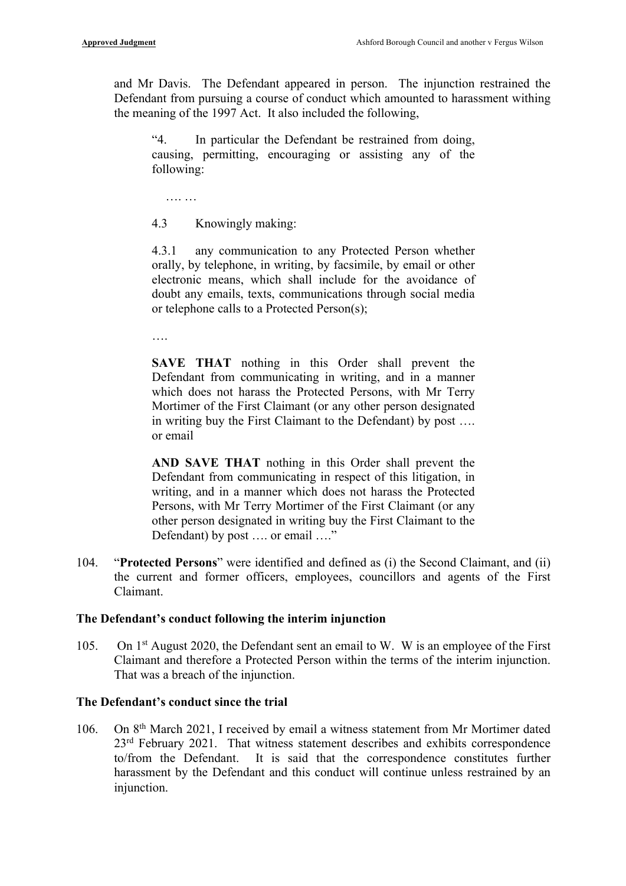and Mr Davis. The Defendant appeared in person. The injunction restrained the Defendant from pursuing a course of conduct which amounted to harassment withing the meaning of the 1997 Act. It also included the following,

> "4. In particular the Defendant be restrained from doing, causing, permitting, encouraging or assisting any of the following:
>
> …. …
>
> 4.3 Knowingly making:
>
> 4.3.1 any communication to any Protected Person whether orally, by telephone, in writing, by facsimile, by email or other electronic means, which shall include for the avoidance of doubt any emails, texts, communications through social media or telephone calls to a Protected Person(s);
>
> ….
>
> **SAVE THAT** nothing in this Order shall prevent the Defendant from communicating in writing, and in a manner which does not harass the Protected Persons, with Mr Terry Mortimer of the First Claimant (or any other person designated in writing buy the First Claimant to the Defendant) by post …. or email
>
> **AND SAVE THAT** nothing in this Order shall prevent the Defendant from communicating in respect of this litigation, in writing, and in a manner which does not harass the Protected Persons, with Mr Terry Mortimer of the First Claimant (or any other person designated in writing buy the First Claimant to the Defendant) by post …. or email …."

104. "**Protected Persons**" were identified and defined as (i) the Second Claimant, and (ii) the current and former officers, employees, councillors and agents of the First Claimant.

### The Defendant's conduct following the interim injunction

105. On 1st August 2020, the Defendant sent an email to W. W is an employee of the First Claimant and therefore a Protected Person within the terms of the interim injunction. That was a breach of the injunction.

### The Defendant's conduct since the trial

106. On 8th March 2021, I received by email a witness statement from Mr Mortimer dated 23rd February 2021. That witness statement describes and exhibits correspondence to/from the Defendant. It is said that the correspondence constitutes further harassment by the Defendant and this conduct will continue unless restrained by an injunction.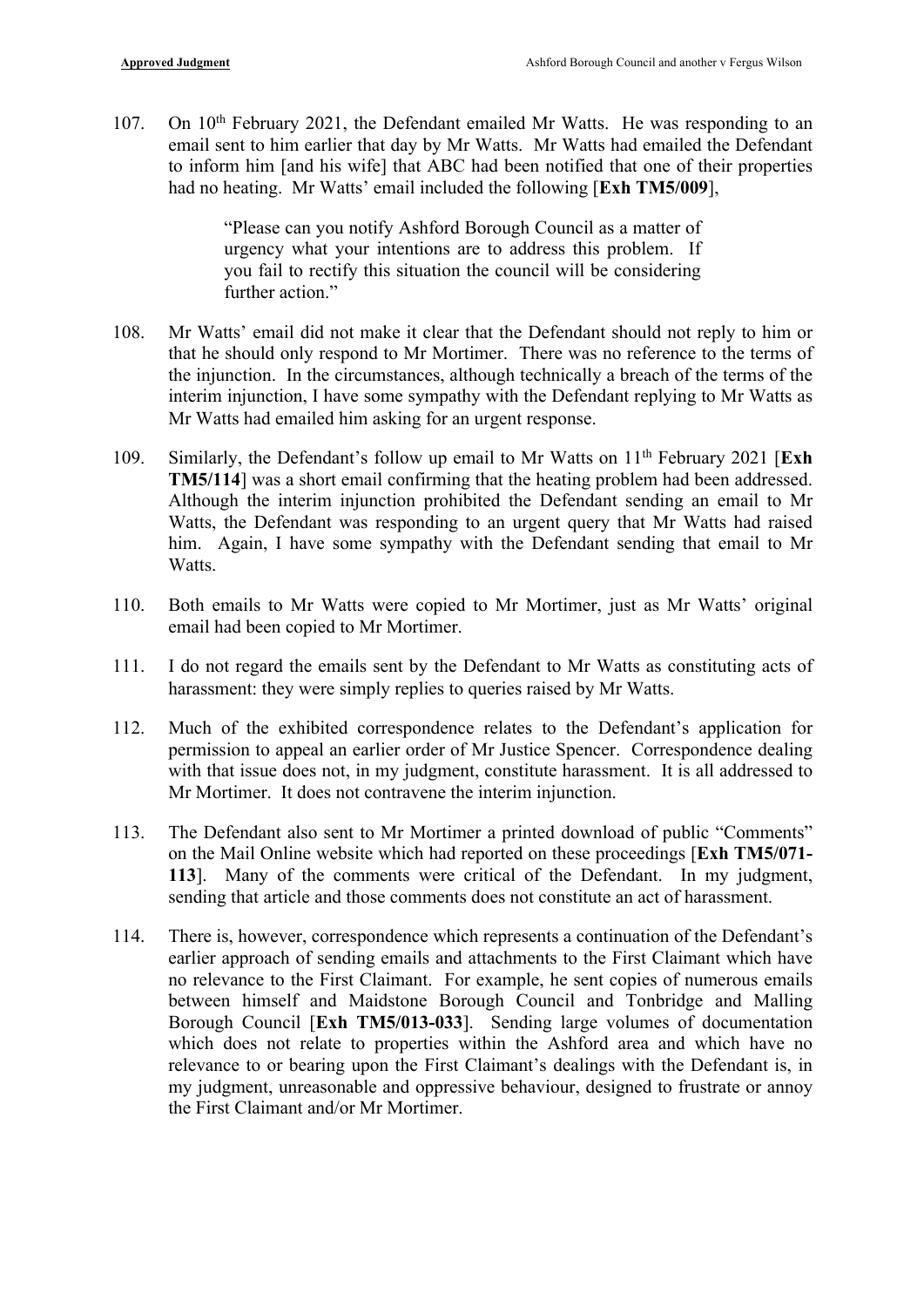107. On 10th February 2021, the Defendant emailed Mr Watts. He was responding to an email sent to him earlier that day by Mr Watts. Mr Watts had emailed the Defendant to inform him [and his wife] that ABC had been notified that one of their properties had no heating. Mr Watts' email included the following [**Exh TM5/009**],

> "Please can you notify Ashford Borough Council as a matter of urgency what your intentions are to address this problem. If you fail to rectify this situation the council will be considering further action."

108. Mr Watts' email did not make it clear that the Defendant should not reply to him or that he should only respond to Mr Mortimer. There was no reference to the terms of the injunction. In the circumstances, although technically a breach of the terms of the interim injunction, I have some sympathy with the Defendant replying to Mr Watts as Mr Watts had emailed him asking for an urgent response.

109. Similarly, the Defendant's follow up email to Mr Watts on 11th February 2021 [**Exh TM5/114**] was a short email confirming that the heating problem had been addressed. Although the interim injunction prohibited the Defendant sending an email to Mr Watts, the Defendant was responding to an urgent query that Mr Watts had raised him. Again, I have some sympathy with the Defendant sending that email to Mr Watts.

110. Both emails to Mr Watts were copied to Mr Mortimer, just as Mr Watts' original email had been copied to Mr Mortimer.

111. I do not regard the emails sent by the Defendant to Mr Watts as constituting acts of harassment: they were simply replies to queries raised by Mr Watts.

112. Much of the exhibited correspondence relates to the Defendant's application for permission to appeal an earlier order of Mr Justice Spencer. Correspondence dealing with that issue does not, in my judgment, constitute harassment. It is all addressed to Mr Mortimer. It does not contravene the interim injunction.

113. The Defendant also sent to Mr Mortimer a printed download of public "Comments" on the Mail Online website which had reported on these proceedings [**Exh TM5/071-113**]. Many of the comments were critical of the Defendant. In my judgment, sending that article and those comments does not constitute an act of harassment.

114. There is, however, correspondence which represents a continuation of the Defendant's earlier approach of sending emails and attachments to the First Claimant which have no relevance to the First Claimant. For example, he sent copies of numerous emails between himself and Maidstone Borough Council and Tonbridge and Malling Borough Council [**Exh TM5/013-033**]. Sending large volumes of documentation which does not relate to properties within the Ashford area and which have no relevance to or bearing upon the First Claimant's dealings with the Defendant is, in my judgment, unreasonable and oppressive behaviour, designed to frustrate or annoy the First Claimant and/or Mr Mortimer.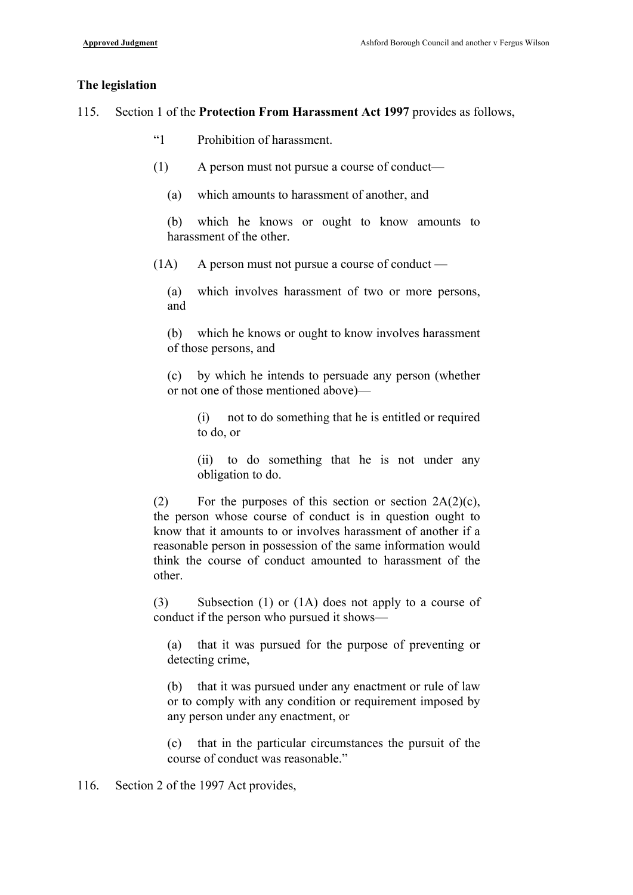## The legislation

115. Section 1 of the **Protection From Harassment Act 1997** provides as follows,

> "1 Prohibition of harassment.
>
> (1) A person must not pursue a course of conduct—
>
> (a) which amounts to harassment of another, and
>
> (b) which he knows or ought to know amounts to harassment of the other.
>
> (1A) A person must not pursue a course of conduct —
>
> (a) which involves harassment of two or more persons, and
>
> (b) which he knows or ought to know involves harassment of those persons, and
>
> (c) by which he intends to persuade any person (whether or not one of those mentioned above)—
>
> (i) not to do something that he is entitled or required to do, or
>
> (ii) to do something that he is not under any obligation to do.
>
> (2) For the purposes of this section or section 2A(2)(c), the person whose course of conduct is in question ought to know that it amounts to or involves harassment of another if a reasonable person in possession of the same information would think the course of conduct amounted to harassment of the other.
>
> (3) Subsection (1) or (1A) does not apply to a course of conduct if the person who pursued it shows—
>
> (a) that it was pursued for the purpose of preventing or detecting crime,
>
> (b) that it was pursued under any enactment or rule of law or to comply with any condition or requirement imposed by any person under any enactment, or
>
> (c) that in the particular circumstances the pursuit of the course of conduct was reasonable."

116. Section 2 of the 1997 Act provides,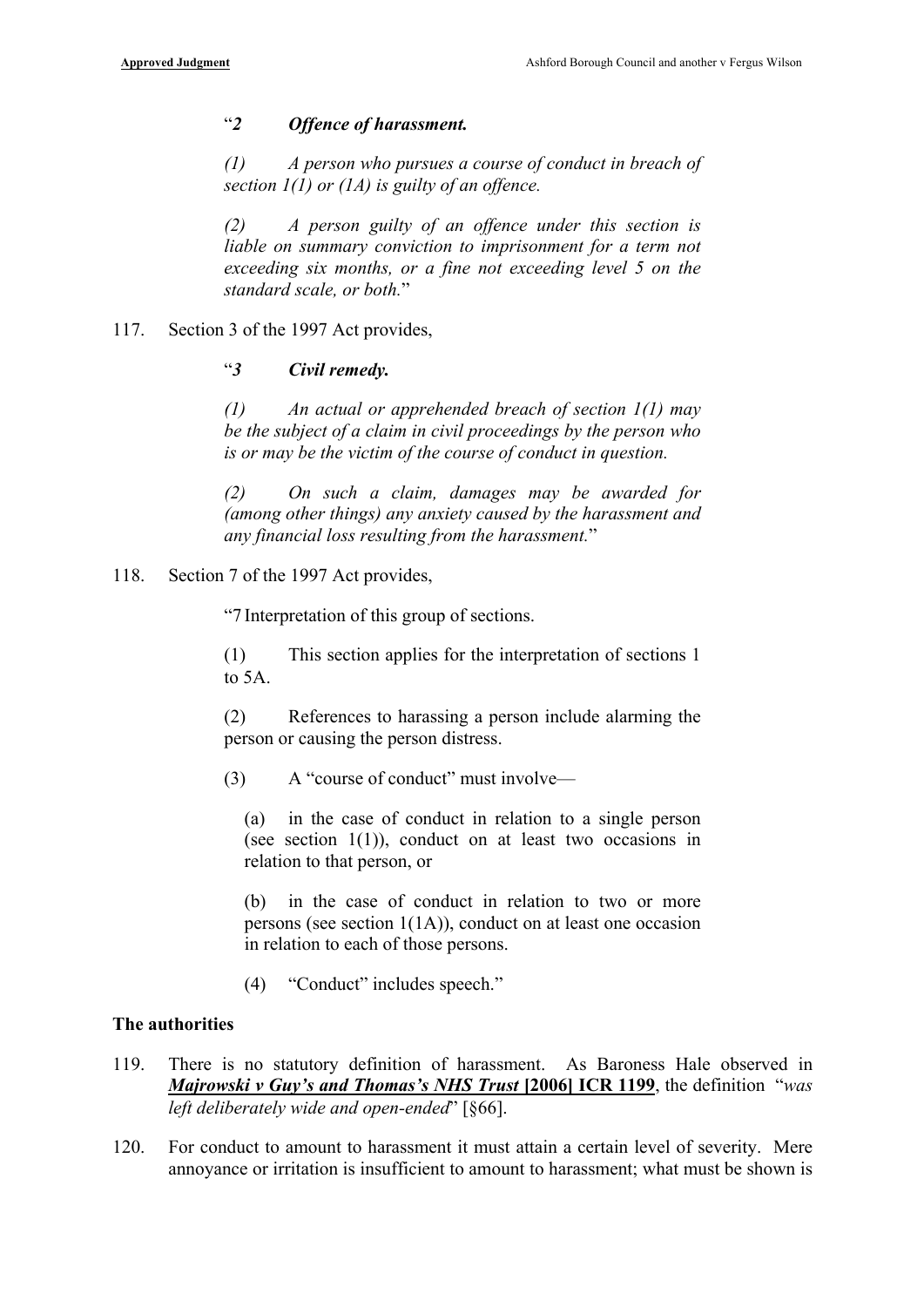"*2 Offence of harassment.*

> *(1) A person who pursues a course of conduct in breach of section 1(1) or (1A) is guilty of an offence.*
>
> *(2) A person guilty of an offence under this section is liable on summary conviction to imprisonment for a term not exceeding six months, or a fine not exceeding level 5 on the standard scale, or both.*"

117. Section 3 of the 1997 Act provides,

> "*3 Civil remedy.*
>
> *(1) An actual or apprehended breach of section 1(1) may be the subject of a claim in civil proceedings by the person who is or may be the victim of the course of conduct in question.*
>
> *(2) On such a claim, damages may be awarded for (among other things) any anxiety caused by the harassment and any financial loss resulting from the harassment.*"

118. Section 7 of the 1997 Act provides,

> "7 Interpretation of this group of sections.
>
> (1) This section applies for the interpretation of sections 1 to 5A.
>
> (2) References to harassing a person include alarming the person or causing the person distress.
>
> (3) A "course of conduct" must involve—
>
> > (a) in the case of conduct in relation to a single person (see section 1(1)), conduct on at least two occasions in relation to that person, or
> >
> > (b) in the case of conduct in relation to two or more persons (see section 1(1A)), conduct on at least one occasion in relation to each of those persons.
>
> (4) "Conduct" includes speech."

## The authorities

119. There is no statutory definition of harassment. As Baroness Hale observed in ***Majrowski v Guy's and Thomas's NHS Trust* [2006] ICR 1199**, the definition "*was left deliberately wide and open-ended*" [§66].

120. For conduct to amount to harassment it must attain a certain level of severity. Mere annoyance or irritation is insufficient to amount to harassment; what must be shown is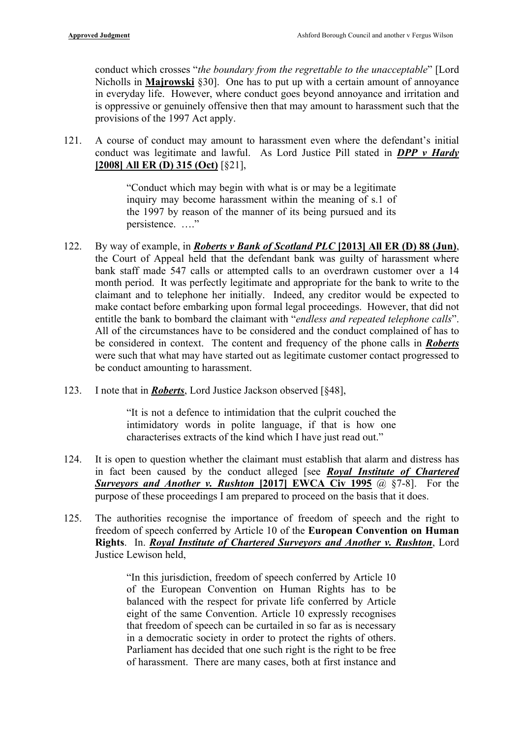conduct which crosses "*the boundary from the regrettable to the unacceptable*" [Lord Nicholls in **Majrowski** §30]. One has to put up with a certain amount of annoyance in everyday life. However, where conduct goes beyond annoyance and irritation and is oppressive or genuinely offensive then that may amount to harassment such that the provisions of the 1997 Act apply.

121. A course of conduct may amount to harassment even where the defendant's initial conduct was legitimate and lawful. As Lord Justice Pill stated in ***DPP v Hardy* [2008] All ER (D) 315 (Oct)** [§21],

> "Conduct which may begin with what is or may be a legitimate inquiry may become harassment within the meaning of s.1 of the 1997 by reason of the manner of its being pursued and its persistence. …."

122. By way of example, in ***Roberts v Bank of Scotland PLC* [2013] All ER (D) 88 (Jun)**, the Court of Appeal held that the defendant bank was guilty of harassment where bank staff made 547 calls or attempted calls to an overdrawn customer over a 14 month period. It was perfectly legitimate and appropriate for the bank to write to the claimant and to telephone her initially. Indeed, any creditor would be expected to make contact before embarking upon formal legal proceedings. However, that did not entitle the bank to bombard the claimant with "*endless and repeated telephone calls*". All of the circumstances have to be considered and the conduct complained of has to be considered in context. The content and frequency of the phone calls in ***Roberts*** were such that what may have started out as legitimate customer contact progressed to be conduct amounting to harassment.

123. I note that in ***Roberts***, Lord Justice Jackson observed [§48],

> "It is not a defence to intimidation that the culprit couched the intimidatory words in polite language, if that is how one characterises extracts of the kind which I have just read out."

124. It is open to question whether the claimant must establish that alarm and distress has in fact been caused by the conduct alleged [see ***Royal Institute of Chartered Surveyors and Another v. Rushton* [2017] EWCA Civ 1995** @ §7-8]. For the purpose of these proceedings I am prepared to proceed on the basis that it does.

125. The authorities recognise the importance of freedom of speech and the right to freedom of speech conferred by Article 10 of the **European Convention on Human Rights**. In. ***Royal Institute of Chartered Surveyors and Another v. Rushton***, Lord Justice Lewison held,

> "In this jurisdiction, freedom of speech conferred by Article 10 of the European Convention on Human Rights has to be balanced with the respect for private life conferred by Article eight of the same Convention. Article 10 expressly recognises that freedom of speech can be curtailed in so far as is necessary in a democratic society in order to protect the rights of others. Parliament has decided that one such right is the right to be free of harassment. There are many cases, both at first instance and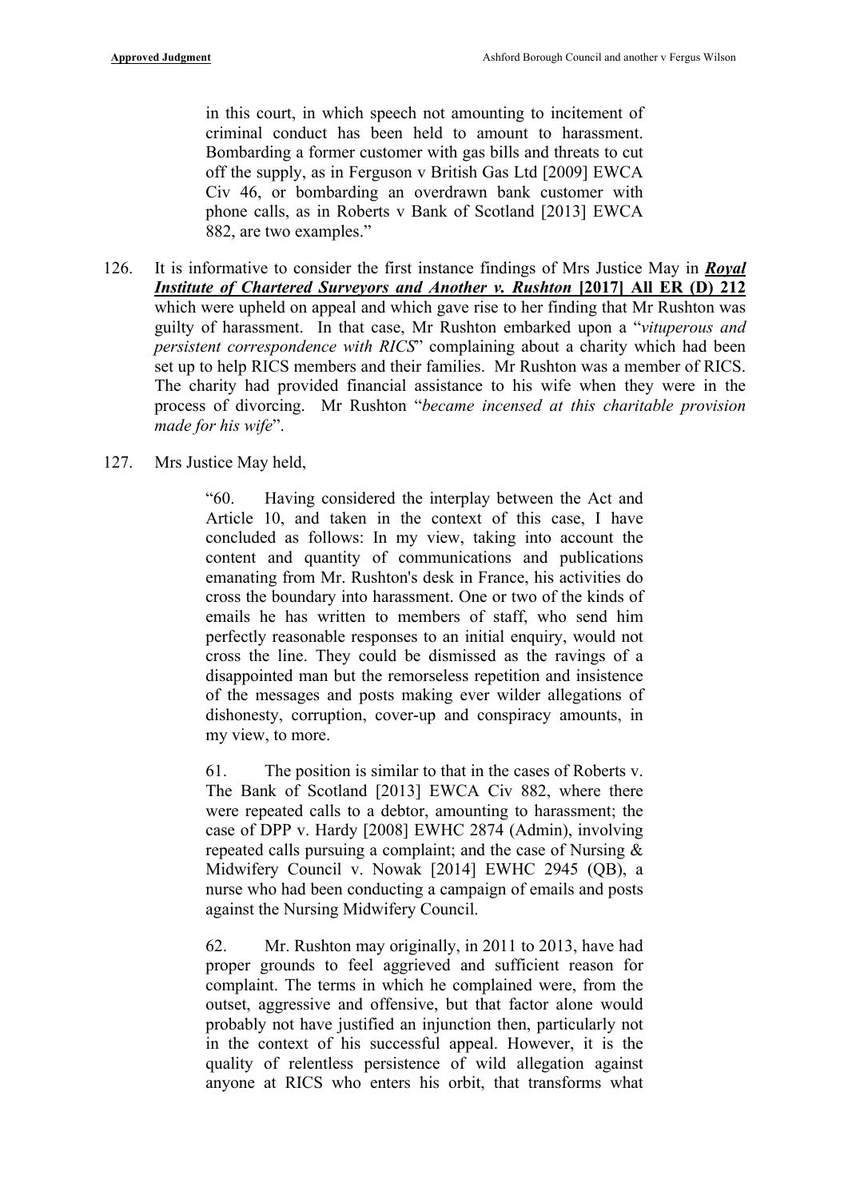in this court, in which speech not amounting to incitement of criminal conduct has been held to amount to harassment. Bombarding a former customer with gas bills and threats to cut off the supply, as in Ferguson v British Gas Ltd [2009] EWCA Civ 46, or bombarding an overdrawn bank customer with phone calls, as in Roberts v Bank of Scotland [2013] EWCA 882, are two examples."

126. It is informative to consider the first instance findings of Mrs Justice May in ***Royal Institute of Chartered Surveyors and Another v. Rushton* [2017] All ER (D) 212** which were upheld on appeal and which gave rise to her finding that Mr Rushton was guilty of harassment. In that case, Mr Rushton embarked upon a "*vituperous and persistent correspondence with RICS*" complaining about a charity which had been set up to help RICS members and their families. Mr Rushton was a member of RICS. The charity had provided financial assistance to his wife when they were in the process of divorcing. Mr Rushton "*became incensed at this charitable provision made for his wife*".

127. Mrs Justice May held,

> "60. Having considered the interplay between the Act and Article 10, and taken in the context of this case, I have concluded as follows: In my view, taking into account the content and quantity of communications and publications emanating from Mr. Rushton's desk in France, his activities do cross the boundary into harassment. One or two of the kinds of emails he has written to members of staff, who send him perfectly reasonable responses to an initial enquiry, would not cross the line. They could be dismissed as the ravings of a disappointed man but the remorseless repetition and insistence of the messages and posts making ever wilder allegations of dishonesty, corruption, cover-up and conspiracy amounts, in my view, to more.
>
> 61. The position is similar to that in the cases of Roberts v. The Bank of Scotland [2013] EWCA Civ 882, where there were repeated calls to a debtor, amounting to harassment; the case of DPP v. Hardy [2008] EWHC 2874 (Admin), involving repeated calls pursuing a complaint; and the case of Nursing & Midwifery Council v. Nowak [2014] EWHC 2945 (QB), a nurse who had been conducting a campaign of emails and posts against the Nursing Midwifery Council.
>
> 62. Mr. Rushton may originally, in 2011 to 2013, have had proper grounds to feel aggrieved and sufficient reason for complaint. The terms in which he complained were, from the outset, aggressive and offensive, but that factor alone would probably not have justified an injunction then, particularly not in the context of his successful appeal. However, it is the quality of relentless persistence of wild allegation against anyone at RICS who enters his orbit, that transforms what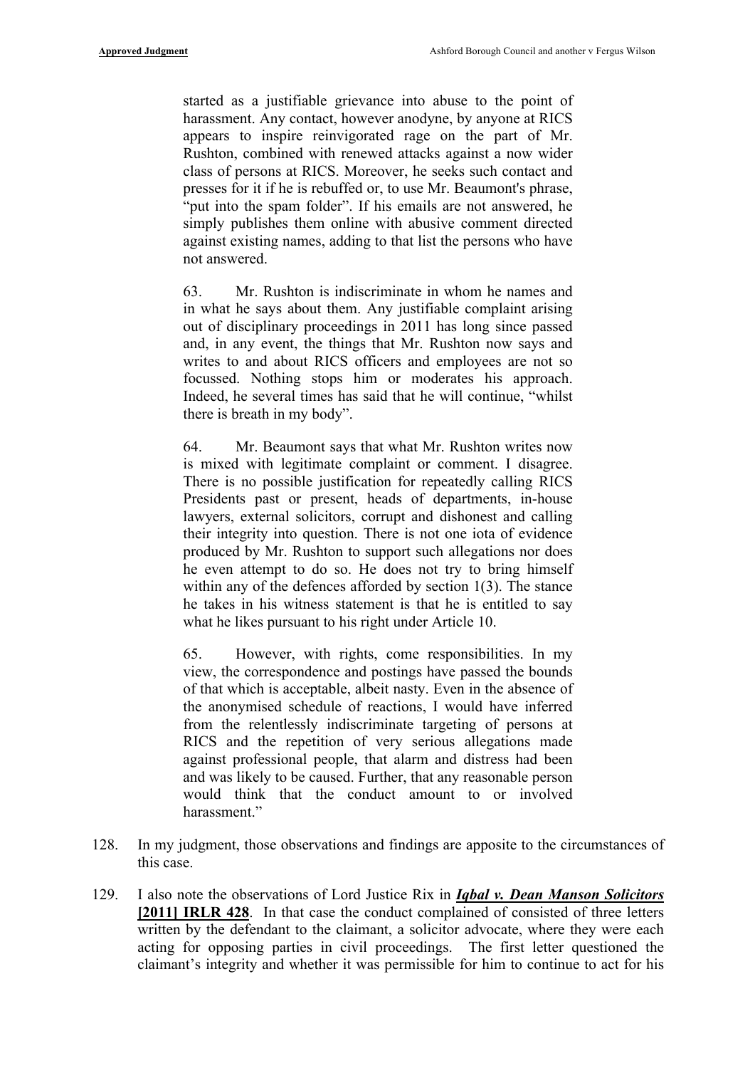started as a justifiable grievance into abuse to the point of harassment. Any contact, however anodyne, by anyone at RICS appears to inspire reinvigorated rage on the part of Mr. Rushton, combined with renewed attacks against a now wider class of persons at RICS. Moreover, he seeks such contact and presses for it if he is rebuffed or, to use Mr. Beaumont's phrase, "put into the spam folder". If his emails are not answered, he simply publishes them online with abusive comment directed against existing names, adding to that list the persons who have not answered.

> 63. Mr. Rushton is indiscriminate in whom he names and in what he says about them. Any justifiable complaint arising out of disciplinary proceedings in 2011 has long since passed and, in any event, the things that Mr. Rushton now says and writes to and about RICS officers and employees are not so focussed. Nothing stops him or moderates his approach. Indeed, he several times has said that he will continue, "whilst there is breath in my body".
>
> 64. Mr. Beaumont says that what Mr. Rushton writes now is mixed with legitimate complaint or comment. I disagree. There is no possible justification for repeatedly calling RICS Presidents past or present, heads of departments, in-house lawyers, external solicitors, corrupt and dishonest and calling their integrity into question. There is not one iota of evidence produced by Mr. Rushton to support such allegations nor does he even attempt to do so. He does not try to bring himself within any of the defences afforded by section 1(3). The stance he takes in his witness statement is that he is entitled to say what he likes pursuant to his right under Article 10.
>
> 65. However, with rights, come responsibilities. In my view, the correspondence and postings have passed the bounds of that which is acceptable, albeit nasty. Even in the absence of the anonymised schedule of reactions, I would have inferred from the relentlessly indiscriminate targeting of persons at RICS and the repetition of very serious allegations made against professional people, that alarm and distress had been and was likely to be caused. Further, that any reasonable person would think that the conduct amount to or involved harassment."

128. In my judgment, those observations and findings are apposite to the circumstances of this case.

129. I also note the observations of Lord Justice Rix in ***Iqbal v. Dean Manson Solicitors* [2011] IRLR 428**. In that case the conduct complained of consisted of three letters written by the defendant to the claimant, a solicitor advocate, where they were each acting for opposing parties in civil proceedings. The first letter questioned the claimant's integrity and whether it was permissible for him to continue to act for his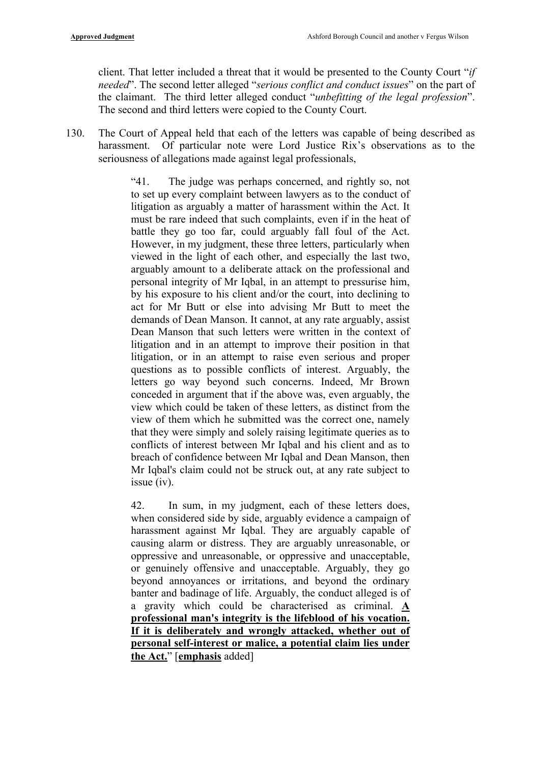client. That letter included a threat that it would be presented to the County Court "*if needed*". The second letter alleged "*serious conflict and conduct issues*" on the part of the claimant. The third letter alleged conduct "*unbefitting of the legal profession*". The second and third letters were copied to the County Court.

130. The Court of Appeal held that each of the letters was capable of being described as harassment. Of particular note were Lord Justice Rix's observations as to the seriousness of allegations made against legal professionals,

> "41. The judge was perhaps concerned, and rightly so, not to set up every complaint between lawyers as to the conduct of litigation as arguably a matter of harassment within the Act. It must be rare indeed that such complaints, even if in the heat of battle they go too far, could arguably fall foul of the Act. However, in my judgment, these three letters, particularly when viewed in the light of each other, and especially the last two, arguably amount to a deliberate attack on the professional and personal integrity of Mr Iqbal, in an attempt to pressurise him, by his exposure to his client and/or the court, into declining to act for Mr Butt or else into advising Mr Butt to meet the demands of Dean Manson. It cannot, at any rate arguably, assist Dean Manson that such letters were written in the context of litigation and in an attempt to improve their position in that litigation, or in an attempt to raise even serious and proper questions as to possible conflicts of interest. Arguably, the letters go way beyond such concerns. Indeed, Mr Brown conceded in argument that if the above was, even arguably, the view which could be taken of these letters, as distinct from the view of them which he submitted was the correct one, namely that they were simply and solely raising legitimate queries as to conflicts of interest between Mr Iqbal and his client and as to breach of confidence between Mr Iqbal and Dean Manson, then Mr Iqbal's claim could not be struck out, at any rate subject to issue (iv).
>
> 42. In sum, in my judgment, each of these letters does, when considered side by side, arguably evidence a campaign of harassment against Mr Iqbal. They are arguably capable of causing alarm or distress. They are arguably unreasonable, or oppressive and unreasonable, or oppressive and unacceptable, or genuinely offensive and unacceptable. Arguably, they go beyond annoyances or irritations, and beyond the ordinary banter and badinage of life. Arguably, the conduct alleged is of a gravity which could be characterised as criminal. **<u>A professional man's integrity is the lifeblood of his vocation. If it is deliberately and wrongly attacked, whether out of personal self-interest or malice, a potential claim lies under the Act.</u>**" [**<u>emphasis</u>** added]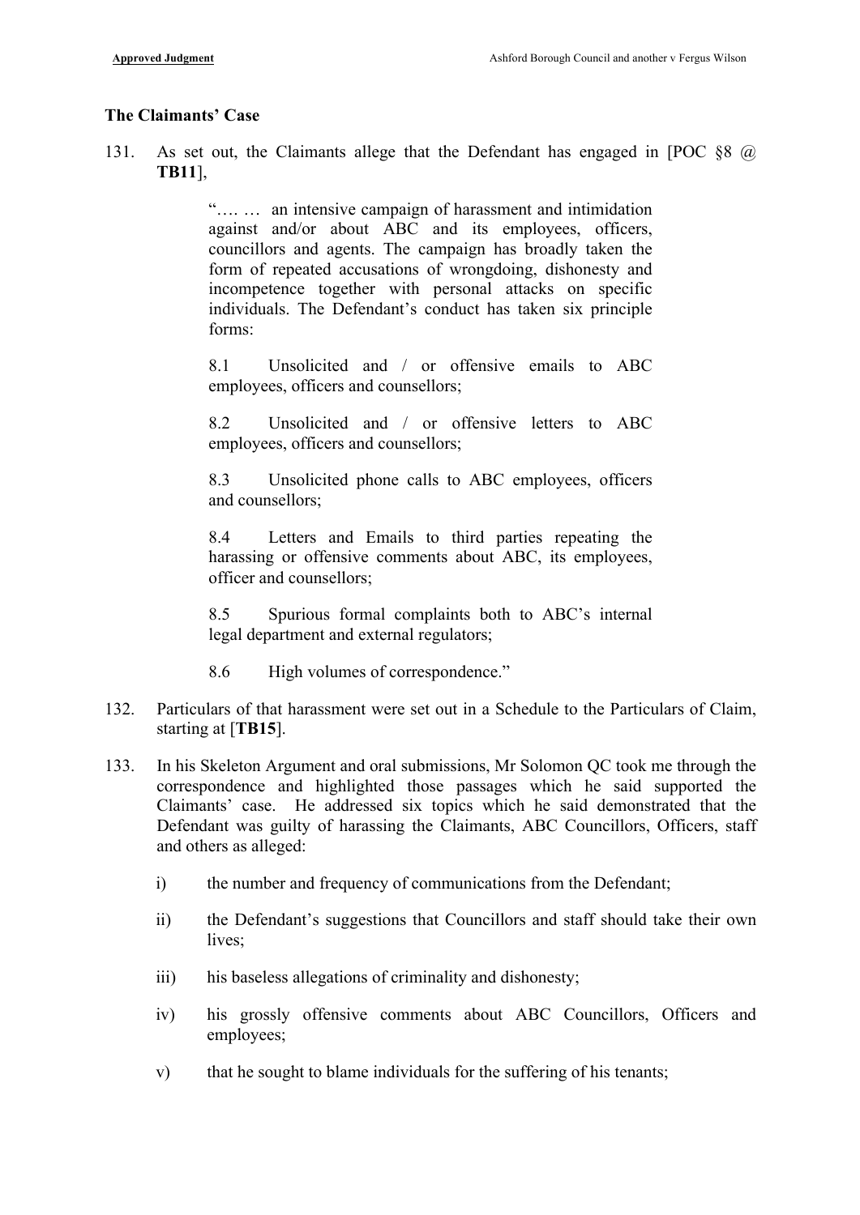### The Claimants' Case

131. As set out, the Claimants allege that the Defendant has engaged in [POC §8 @ **TB11**],

> "…. … an intensive campaign of harassment and intimidation against and/or about ABC and its employees, officers, councillors and agents. The campaign has broadly taken the form of repeated accusations of wrongdoing, dishonesty and incompetence together with personal attacks on specific individuals. The Defendant's conduct has taken six principle forms:
>
> 8.1 Unsolicited and / or offensive emails to ABC employees, officers and counsellors;
>
> 8.2 Unsolicited and / or offensive letters to ABC employees, officers and counsellors;
>
> 8.3 Unsolicited phone calls to ABC employees, officers and counsellors;
>
> 8.4 Letters and Emails to third parties repeating the harassing or offensive comments about ABC, its employees, officer and counsellors;
>
> 8.5 Spurious formal complaints both to ABC's internal legal department and external regulators;
>
> 8.6 High volumes of correspondence."

132. Particulars of that harassment were set out in a Schedule to the Particulars of Claim, starting at [**TB15**].

133. In his Skeleton Argument and oral submissions, Mr Solomon QC took me through the correspondence and highlighted those passages which he said supported the Claimants' case. He addressed six topics which he said demonstrated that the Defendant was guilty of harassing the Claimants, ABC Councillors, Officers, staff and others as alleged:

    i) the number and frequency of communications from the Defendant;

    ii) the Defendant's suggestions that Councillors and staff should take their own lives;

    iii) his baseless allegations of criminality and dishonesty;

    iv) his grossly offensive comments about ABC Councillors, Officers and employees;

    v) that he sought to blame individuals for the suffering of his tenants;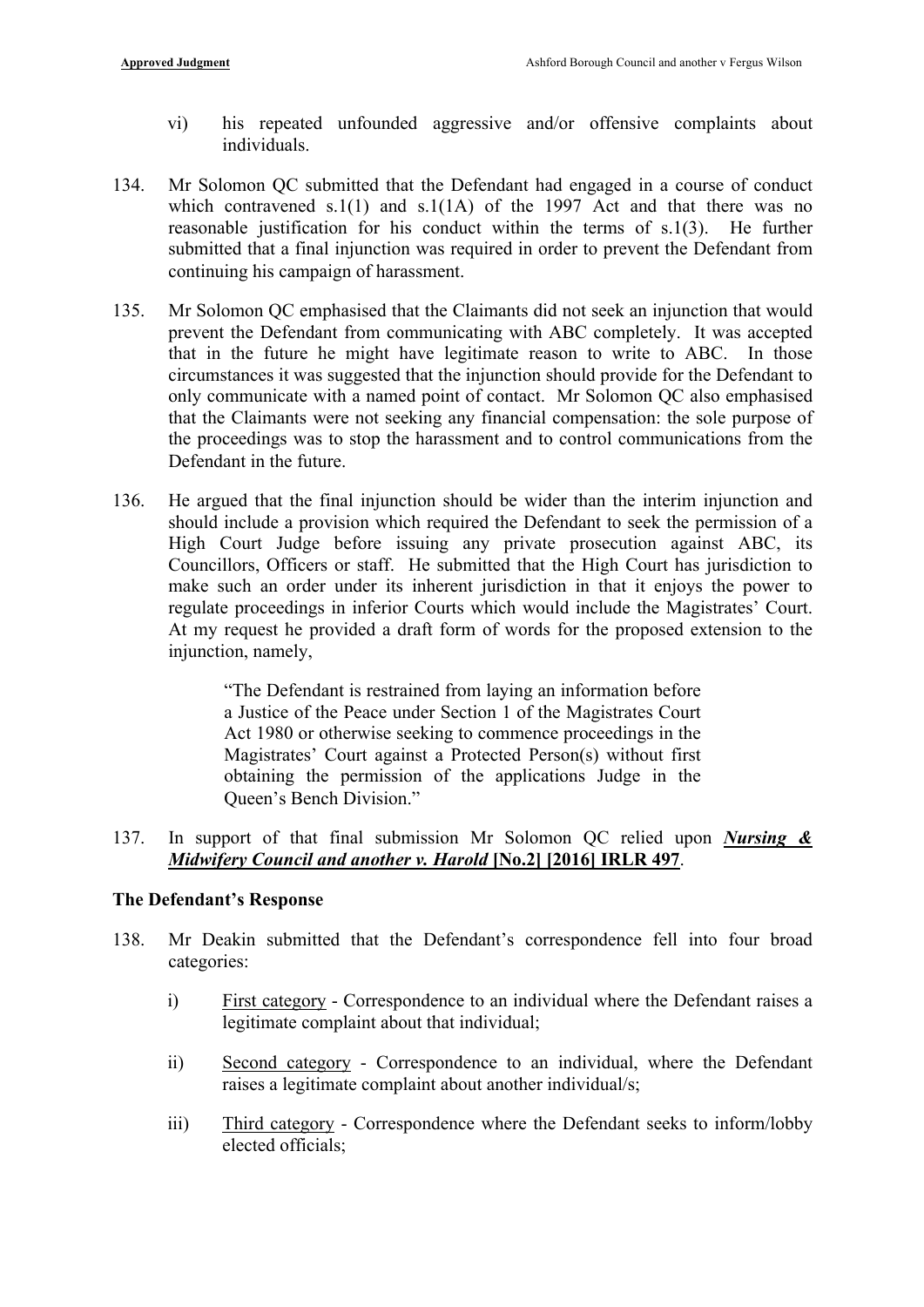vi) his repeated unfounded aggressive and/or offensive complaints about individuals.

134. Mr Solomon QC submitted that the Defendant had engaged in a course of conduct which contravened s.1(1) and s.1(1A) of the 1997 Act and that there was no reasonable justification for his conduct within the terms of s.1(3). He further submitted that a final injunction was required in order to prevent the Defendant from continuing his campaign of harassment.

135. Mr Solomon QC emphasised that the Claimants did not seek an injunction that would prevent the Defendant from communicating with ABC completely. It was accepted that in the future he might have legitimate reason to write to ABC. In those circumstances it was suggested that the injunction should provide for the Defendant to only communicate with a named point of contact. Mr Solomon QC also emphasised that the Claimants were not seeking any financial compensation: the sole purpose of the proceedings was to stop the harassment and to control communications from the Defendant in the future.

136. He argued that the final injunction should be wider than the interim injunction and should include a provision which required the Defendant to seek the permission of a High Court Judge before issuing any private prosecution against ABC, its Councillors, Officers or staff. He submitted that the High Court has jurisdiction to make such an order under its inherent jurisdiction in that it enjoys the power to regulate proceedings in inferior Courts which would include the Magistrates' Court. At my request he provided a draft form of words for the proposed extension to the injunction, namely,

> "The Defendant is restrained from laying an information before a Justice of the Peace under Section 1 of the Magistrates Court Act 1980 or otherwise seeking to commence proceedings in the Magistrates' Court against a Protected Person(s) without first obtaining the permission of the applications Judge in the Queen's Bench Division."

137. In support of that final submission Mr Solomon QC relied upon ***Nursing & Midwifery Council and another v. Harold*** **[No.2] [2016] IRLR 497**.

**The Defendant's Response**

138. Mr Deakin submitted that the Defendant's correspondence fell into four broad categories:

i) First category - Correspondence to an individual where the Defendant raises a legitimate complaint about that individual;

ii) Second category - Correspondence to an individual, where the Defendant raises a legitimate complaint about another individual/s;

iii) Third category - Correspondence where the Defendant seeks to inform/lobby elected officials;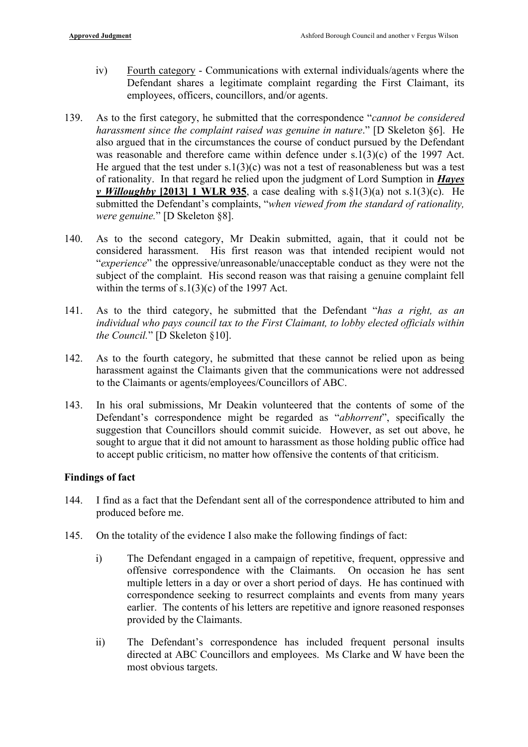iv) Fourth category - Communications with external individuals/agents where the Defendant shares a legitimate complaint regarding the First Claimant, its employees, officers, councillors, and/or agents.

139. As to the first category, he submitted that the correspondence "*cannot be considered harassment since the complaint raised was genuine in nature*." [D Skeleton §6]. He also argued that in the circumstances the course of conduct pursued by the Defendant was reasonable and therefore came within defence under s.1(3)(c) of the 1997 Act. He argued that the test under s.1(3)(c) was not a test of reasonableness but was a test of rationality. In that regard he relied upon the judgment of Lord Sumption in ***Hayes v Willoughby* [2013] 1 WLR 935**, a case dealing with s.§1(3)(a) not s.1(3)(c). He submitted the Defendant's complaints, "*when viewed from the standard of rationality, were genuine.*" [D Skeleton §8].

140. As to the second category, Mr Deakin submitted, again, that it could not be considered harassment. His first reason was that intended recipient would not "*experience*" the oppressive/unreasonable/unacceptable conduct as they were not the subject of the complaint. His second reason was that raising a genuine complaint fell within the terms of s.1(3)(c) of the 1997 Act.

141. As to the third category, he submitted that the Defendant "*has a right, as an individual who pays council tax to the First Claimant, to lobby elected officials within the Council.*" [D Skeleton §10].

142. As to the fourth category, he submitted that these cannot be relied upon as being harassment against the Claimants given that the communications were not addressed to the Claimants or agents/employees/Councillors of ABC.

143. In his oral submissions, Mr Deakin volunteered that the contents of some of the Defendant's correspondence might be regarded as "*abhorrent*", specifically the suggestion that Councillors should commit suicide. However, as set out above, he sought to argue that it did not amount to harassment as those holding public office had to accept public criticism, no matter how offensive the contents of that criticism.

**Findings of fact**

144. I find as a fact that the Defendant sent all of the correspondence attributed to him and produced before me.

145. On the totality of the evidence I also make the following findings of fact:

i) The Defendant engaged in a campaign of repetitive, frequent, oppressive and offensive correspondence with the Claimants. On occasion he has sent multiple letters in a day or over a short period of days. He has continued with correspondence seeking to resurrect complaints and events from many years earlier. The contents of his letters are repetitive and ignore reasoned responses provided by the Claimants.

ii) The Defendant's correspondence has included frequent personal insults directed at ABC Councillors and employees. Ms Clarke and W have been the most obvious targets.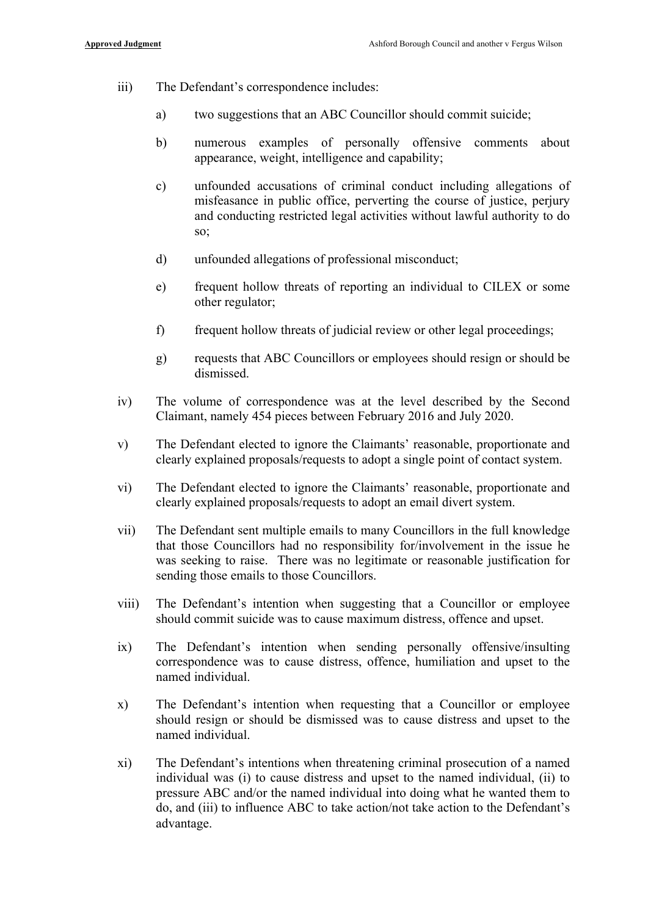iii) The Defendant's correspondence includes:

  a) two suggestions that an ABC Councillor should commit suicide;

  b) numerous examples of personally offensive comments about appearance, weight, intelligence and capability;

  c) unfounded accusations of criminal conduct including allegations of misfeasance in public office, perverting the course of justice, perjury and conducting restricted legal activities without lawful authority to do so;

  d) unfounded allegations of professional misconduct;

  e) frequent hollow threats of reporting an individual to CILEX or some other regulator;

  f) frequent hollow threats of judicial review or other legal proceedings;

  g) requests that ABC Councillors or employees should resign or should be dismissed.

iv) The volume of correspondence was at the level described by the Second Claimant, namely 454 pieces between February 2016 and July 2020.

v) The Defendant elected to ignore the Claimants' reasonable, proportionate and clearly explained proposals/requests to adopt a single point of contact system.

vi) The Defendant elected to ignore the Claimants' reasonable, proportionate and clearly explained proposals/requests to adopt an email divert system.

vii) The Defendant sent multiple emails to many Councillors in the full knowledge that those Councillors had no responsibility for/involvement in the issue he was seeking to raise. There was no legitimate or reasonable justification for sending those emails to those Councillors.

viii) The Defendant's intention when suggesting that a Councillor or employee should commit suicide was to cause maximum distress, offence and upset.

ix) The Defendant's intention when sending personally offensive/insulting correspondence was to cause distress, offence, humiliation and upset to the named individual.

x) The Defendant's intention when requesting that a Councillor or employee should resign or should be dismissed was to cause distress and upset to the named individual.

xi) The Defendant's intentions when threatening criminal prosecution of a named individual was (i) to cause distress and upset to the named individual, (ii) to pressure ABC and/or the named individual into doing what he wanted them to do, and (iii) to influence ABC to take action/not take action to the Defendant's advantage.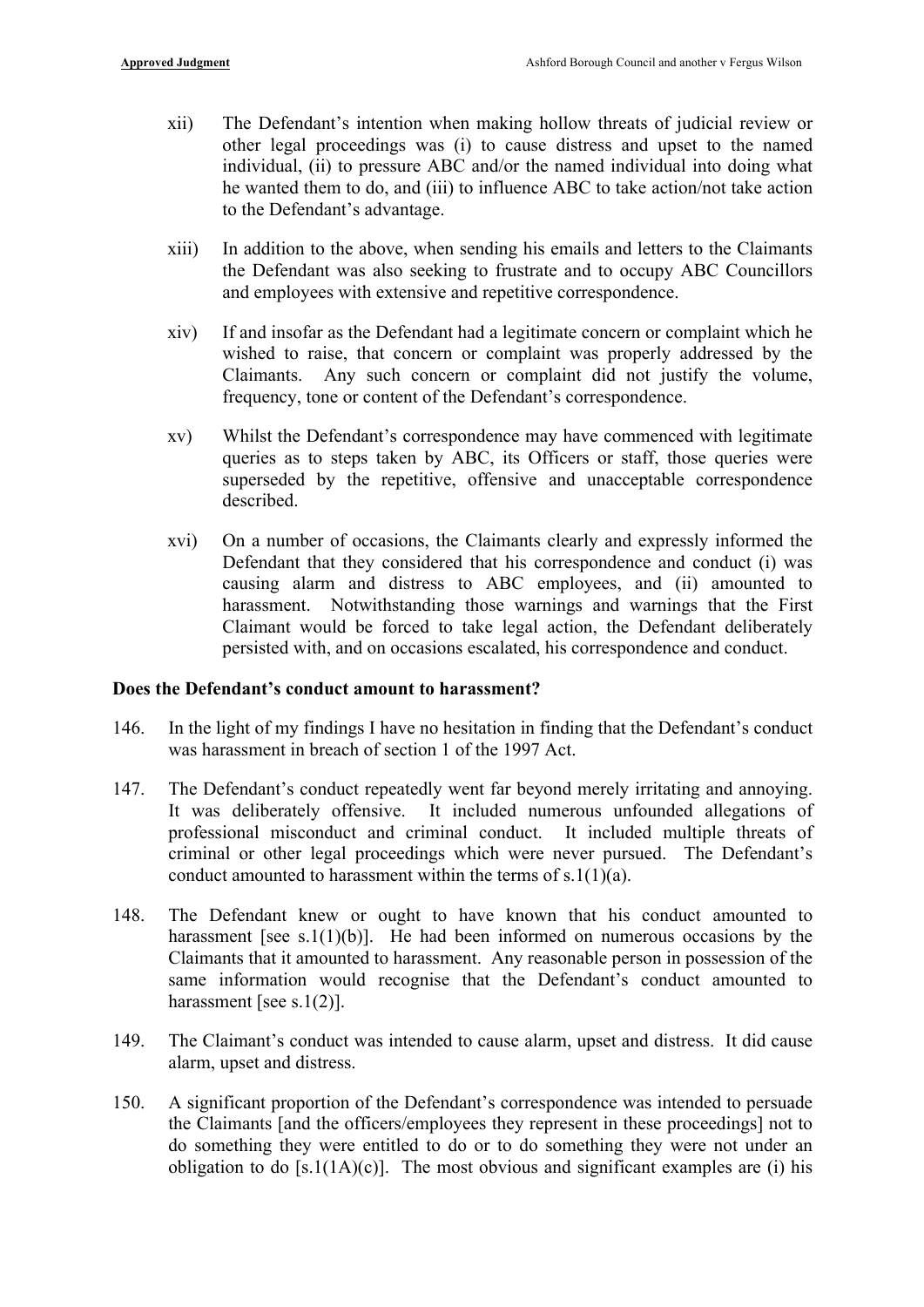xii) The Defendant's intention when making hollow threats of judicial review or other legal proceedings was (i) to cause distress and upset to the named individual, (ii) to pressure ABC and/or the named individual into doing what he wanted them to do, and (iii) to influence ABC to take action/not take action to the Defendant's advantage.

xiii) In addition to the above, when sending his emails and letters to the Claimants the Defendant was also seeking to frustrate and to occupy ABC Councillors and employees with extensive and repetitive correspondence.

xiv) If and insofar as the Defendant had a legitimate concern or complaint which he wished to raise, that concern or complaint was properly addressed by the Claimants. Any such concern or complaint did not justify the volume, frequency, tone or content of the Defendant's correspondence.

xv) Whilst the Defendant's correspondence may have commenced with legitimate queries as to steps taken by ABC, its Officers or staff, those queries were superseded by the repetitive, offensive and unacceptable correspondence described.

xvi) On a number of occasions, the Claimants clearly and expressly informed the Defendant that they considered that his correspondence and conduct (i) was causing alarm and distress to ABC employees, and (ii) amounted to harassment. Notwithstanding those warnings and warnings that the First Claimant would be forced to take legal action, the Defendant deliberately persisted with, and on occasions escalated, his correspondence and conduct.

**Does the Defendant's conduct amount to harassment?**

146. In the light of my findings I have no hesitation in finding that the Defendant's conduct was harassment in breach of section 1 of the 1997 Act.

147. The Defendant's conduct repeatedly went far beyond merely irritating and annoying. It was deliberately offensive. It included numerous unfounded allegations of professional misconduct and criminal conduct. It included multiple threats of criminal or other legal proceedings which were never pursued. The Defendant's conduct amounted to harassment within the terms of s.1(1)(a).

148. The Defendant knew or ought to have known that his conduct amounted to harassment [see s.1(1)(b)]. He had been informed on numerous occasions by the Claimants that it amounted to harassment. Any reasonable person in possession of the same information would recognise that the Defendant's conduct amounted to harassment [see s.1(2)].

149. The Claimant's conduct was intended to cause alarm, upset and distress. It did cause alarm, upset and distress.

150. A significant proportion of the Defendant's correspondence was intended to persuade the Claimants [and the officers/employees they represent in these proceedings] not to do something they were entitled to do or to do something they were not under an obligation to do [s.1(1A)(c)]. The most obvious and significant examples are (i) his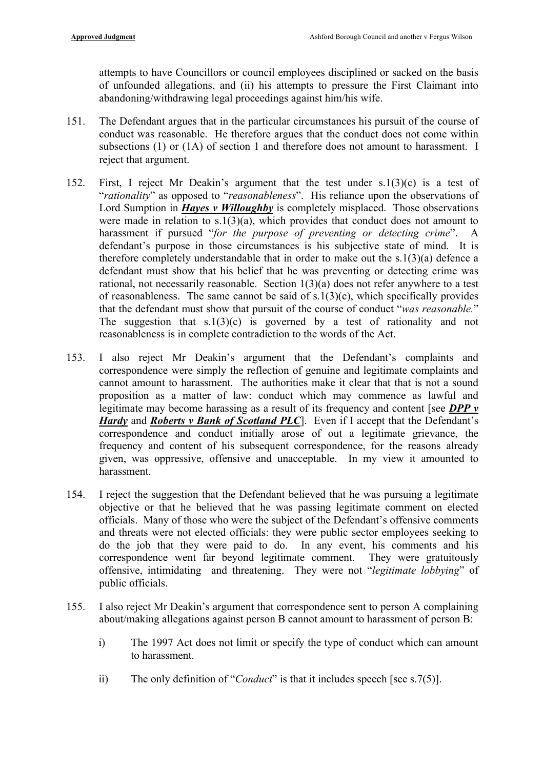attempts to have Councillors or council employees disciplined or sacked on the basis of unfounded allegations, and (ii) his attempts to pressure the First Claimant into abandoning/withdrawing legal proceedings against him/his wife.

151. The Defendant argues that in the particular circumstances his pursuit of the course of conduct was reasonable. He therefore argues that the conduct does not come within subsections (1) or (1A) of section 1 and therefore does not amount to harassment. I reject that argument.

152. First, I reject Mr Deakin's argument that the test under s.1(3)(c) is a test of "*rationality*" as opposed to "*reasonableness*". His reliance upon the observations of Lord Sumption in ***Hayes v Willoughby*** is completely misplaced. Those observations were made in relation to s.1(3)(a), which provides that conduct does not amount to harassment if pursued "*for the purpose of preventing or detecting crime*". A defendant's purpose in those circumstances is his subjective state of mind. It is therefore completely understandable that in order to make out the s.1(3)(a) defence a defendant must show that his belief that he was preventing or detecting crime was rational, not necessarily reasonable. Section 1(3)(a) does not refer anywhere to a test of reasonableness. The same cannot be said of s.1(3)(c), which specifically provides that the defendant must show that pursuit of the course of conduct "*was reasonable.*" The suggestion that s.1(3)(c) is governed by a test of rationality and not reasonableness is in complete contradiction to the words of the Act.

153. I also reject Mr Deakin's argument that the Defendant's complaints and correspondence were simply the reflection of genuine and legitimate complaints and cannot amount to harassment. The authorities make it clear that that is not a sound proposition as a matter of law: conduct which may commence as lawful and legitimate may become harassing as a result of its frequency and content [see ***DPP v Hardy*** and ***Roberts v Bank of Scotland PLC***]. Even if I accept that the Defendant's correspondence and conduct initially arose of out a legitimate grievance, the frequency and content of his subsequent correspondence, for the reasons already given, was oppressive, offensive and unacceptable. In my view it amounted to harassment.

154. I reject the suggestion that the Defendant believed that he was pursuing a legitimate objective or that he believed that he was passing legitimate comment on elected officials. Many of those who were the subject of the Defendant's offensive comments and threats were not elected officials: they were public sector employees seeking to do the job that they were paid to do. In any event, his comments and his correspondence went far beyond legitimate comment. They were gratuitously offensive, intimidating and threatening. They were not "*legitimate lobbying*" of public officials.

155. I also reject Mr Deakin's argument that correspondence sent to person A complaining about/making allegations against person B cannot amount to harassment of person B:

    i) The 1997 Act does not limit or specify the type of conduct which can amount to harassment.

    ii) The only definition of "*Conduct*" is that it includes speech [see s.7(5)].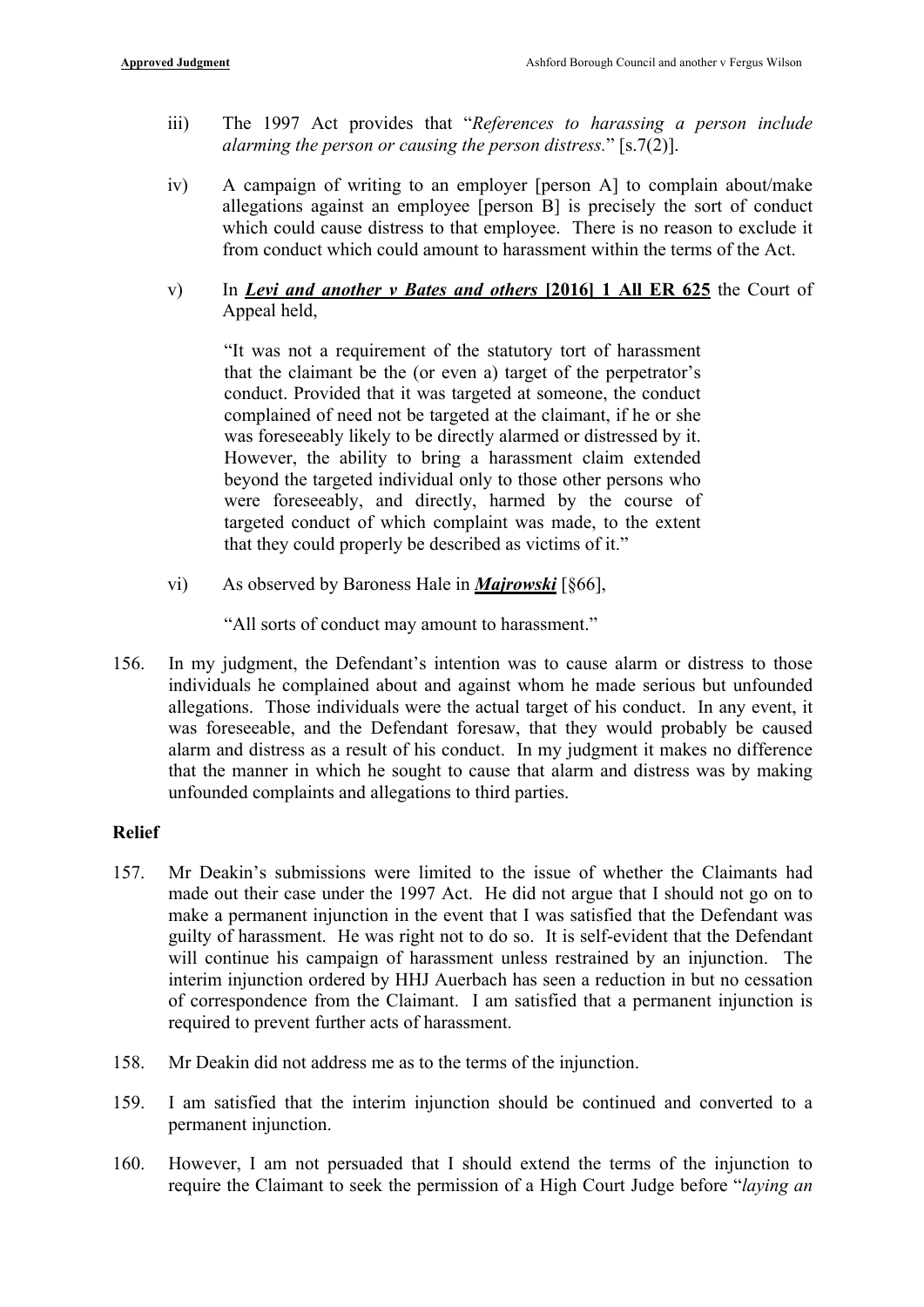iii) The 1997 Act provides that "*References to harassing a person include alarming the person or causing the person distress.*" [s.7(2)].

iv) A campaign of writing to an employer [person A] to complain about/make allegations against an employee [person B] is precisely the sort of conduct which could cause distress to that employee. There is no reason to exclude it from conduct which could amount to harassment within the terms of the Act.

v) In ***Levi and another v Bates and others*** **[2016] 1 All ER 625** the Court of Appeal held,

> "It was not a requirement of the statutory tort of harassment that the claimant be the (or even a) target of the perpetrator's conduct. Provided that it was targeted at someone, the conduct complained of need not be targeted at the claimant, if he or she was foreseeably likely to be directly alarmed or distressed by it. However, the ability to bring a harassment claim extended beyond the targeted individual only to those other persons who were foreseeably, and directly, harmed by the course of targeted conduct of which complaint was made, to the extent that they could properly be described as victims of it."

vi) As observed by Baroness Hale in ***Majrowski*** [§66],

> "All sorts of conduct may amount to harassment."

156. In my judgment, the Defendant's intention was to cause alarm or distress to those individuals he complained about and against whom he made serious but unfounded allegations. Those individuals were the actual target of his conduct. In any event, it was foreseeable, and the Defendant foresaw, that they would probably be caused alarm and distress as a result of his conduct. In my judgment it makes no difference that the manner in which he sought to cause that alarm and distress was by making unfounded complaints and allegations to third parties.

## Relief

157. Mr Deakin's submissions were limited to the issue of whether the Claimants had made out their case under the 1997 Act. He did not argue that I should not go on to make a permanent injunction in the event that I was satisfied that the Defendant was guilty of harassment. He was right not to do so. It is self-evident that the Defendant will continue his campaign of harassment unless restrained by an injunction. The interim injunction ordered by HHJ Auerbach has seen a reduction in but no cessation of correspondence from the Claimant. I am satisfied that a permanent injunction is required to prevent further acts of harassment.

158. Mr Deakin did not address me as to the terms of the injunction.

159. I am satisfied that the interim injunction should be continued and converted to a permanent injunction.

160. However, I am not persuaded that I should extend the terms of the injunction to require the Claimant to seek the permission of a High Court Judge before "*laying an*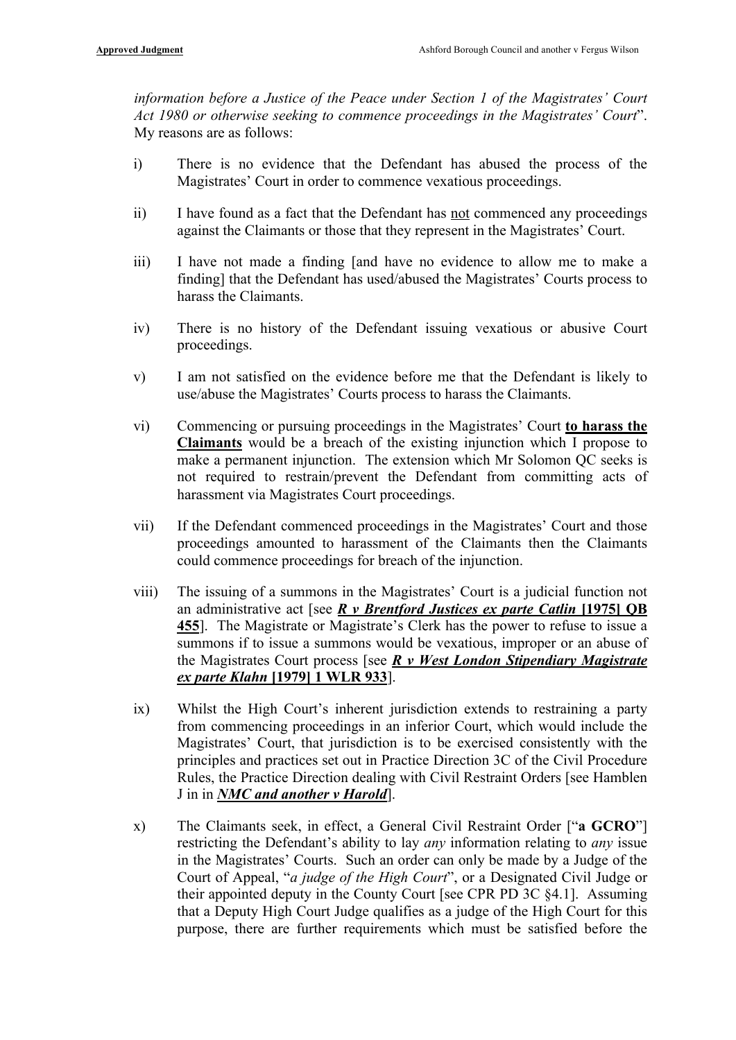*information before a Justice of the Peace under Section 1 of the Magistrates' Court Act 1980 or otherwise seeking to commence proceedings in the Magistrates' Court*". My reasons are as follows:

i) There is no evidence that the Defendant has abused the process of the Magistrates' Court in order to commence vexatious proceedings.

ii) I have found as a fact that the Defendant has <u>not</u> commenced any proceedings against the Claimants or those that they represent in the Magistrates' Court.

iii) I have not made a finding [and have no evidence to allow me to make a finding] that the Defendant has used/abused the Magistrates' Courts process to harass the Claimants.

iv) There is no history of the Defendant issuing vexatious or abusive Court proceedings.

v) I am not satisfied on the evidence before me that the Defendant is likely to use/abuse the Magistrates' Courts process to harass the Claimants.

vi) Commencing or pursuing proceedings in the Magistrates' Court **<u>to harass the Claimants</u>** would be a breach of the existing injunction which I propose to make a permanent injunction. The extension which Mr Solomon QC seeks is not required to restrain/prevent the Defendant from committing acts of harassment via Magistrates Court proceedings.

vii) If the Defendant commenced proceedings in the Magistrates' Court and those proceedings amounted to harassment of the Claimants then the Claimants could commence proceedings for breach of the injunction.

viii) The issuing of a summons in the Magistrates' Court is a judicial function not an administrative act [see ***<u>R v Brentford Justices ex parte Catlin</u>* <u>[1975] QB 455</u>**]. The Magistrate or Magistrate's Clerk has the power to refuse to issue a summons if to issue a summons would be vexatious, improper or an abuse of the Magistrates Court process [see ***<u>R v West London Stipendiary Magistrate ex parte Klahn</u>* <u>[1979] 1 WLR 933</u>**].

ix) Whilst the High Court's inherent jurisdiction extends to restraining a party from commencing proceedings in an inferior Court, which would include the Magistrates' Court, that jurisdiction is to be exercised consistently with the principles and practices set out in Practice Direction 3C of the Civil Procedure Rules, the Practice Direction dealing with Civil Restraint Orders [see Hamblen J in in ***<u>NMC and another v Harold</u>***].

x) The Claimants seek, in effect, a General Civil Restraint Order ["**a GCRO**"] restricting the Defendant's ability to lay *any* information relating to *any* issue in the Magistrates' Courts. Such an order can only be made by a Judge of the Court of Appeal, "*a judge of the High Court*", or a Designated Civil Judge or their appointed deputy in the County Court [see CPR PD 3C §4.1]. Assuming that a Deputy High Court Judge qualifies as a judge of the High Court for this purpose, there are further requirements which must be satisfied before the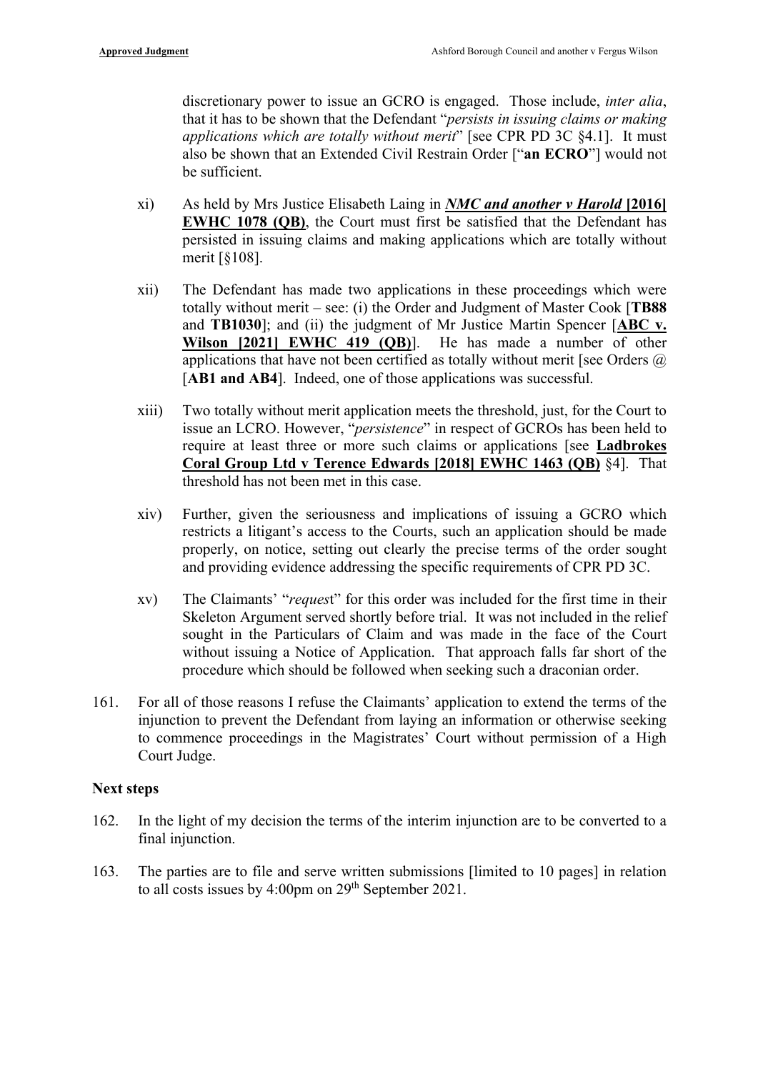discretionary power to issue an GCRO is engaged. Those include, *inter alia*, that it has to be shown that the Defendant "*persists in issuing claims or making applications which are totally without merit*" [see CPR PD 3C §4.1]. It must also be shown that an Extended Civil Restrain Order ["**an ECRO**"] would not be sufficient.

xi) As held by Mrs Justice Elisabeth Laing in ***NMC and another v Harold* [2016] EWHC 1078 (QB)**, the Court must first be satisfied that the Defendant has persisted in issuing claims and making applications which are totally without merit [§108].

xii) The Defendant has made two applications in these proceedings which were totally without merit – see: (i) the Order and Judgment of Master Cook [**TB88** and **TB1030**]; and (ii) the judgment of Mr Justice Martin Spencer [**ABC v. Wilson [2021] EWHC 419 (QB)**]. He has made a number of other applications that have not been certified as totally without merit [see Orders @ [**AB1 and AB4**]. Indeed, one of those applications was successful.

xiii) Two totally without merit application meets the threshold, just, for the Court to issue an LCRO. However, "*persistence*" in respect of GCROs has been held to require at least three or more such claims or applications [see **Ladbrokes Coral Group Ltd v Terence Edwards [2018] EWHC 1463 (QB)** §4]. That threshold has not been met in this case.

xiv) Further, given the seriousness and implications of issuing a GCRO which restricts a litigant's access to the Courts, such an application should be made properly, on notice, setting out clearly the precise terms of the order sought and providing evidence addressing the specific requirements of CPR PD 3C.

xv) The Claimants' "*request*" for this order was included for the first time in their Skeleton Argument served shortly before trial. It was not included in the relief sought in the Particulars of Claim and was made in the face of the Court without issuing a Notice of Application. That approach falls far short of the procedure which should be followed when seeking such a draconian order.

161. For all of those reasons I refuse the Claimants' application to extend the terms of the injunction to prevent the Defendant from laying an information or otherwise seeking to commence proceedings in the Magistrates' Court without permission of a High Court Judge.

**Next steps**

162. In the light of my decision the terms of the interim injunction are to be converted to a final injunction.

163. The parties are to file and serve written submissions [limited to 10 pages] in relation to all costs issues by 4:00pm on 29th September 2021.